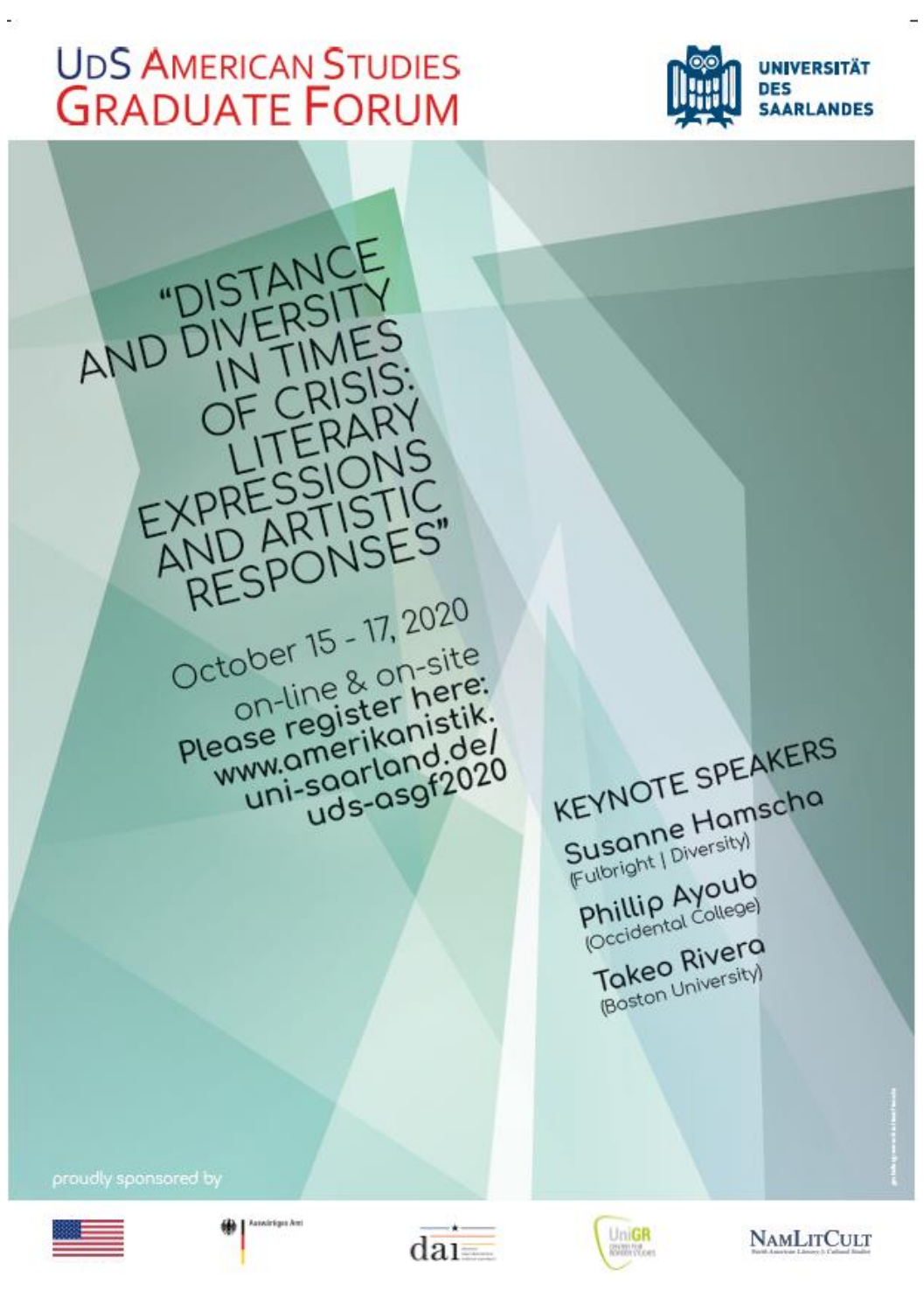# UdS American Studies Graduate Forum

Universität des Saarlandes

## "Distance and Diversity in Times of Crisis: Literary Expressions and Artistic Responses"

October 15 - 17, 2020

on-line & on-site

**Please register here: www.amerikanistik.uni-saarland.de/uds-asgf2020**

### Keynote Speakers

**Susanne Hamscha**
(Fulbright | Diversity)

**Phillip Ayoub**
(Occidental College)

**Takeo Rivera**
(Boston University)

proudly sponsored by

Auswärtiges Amt

dai

UniGR

NamLitCult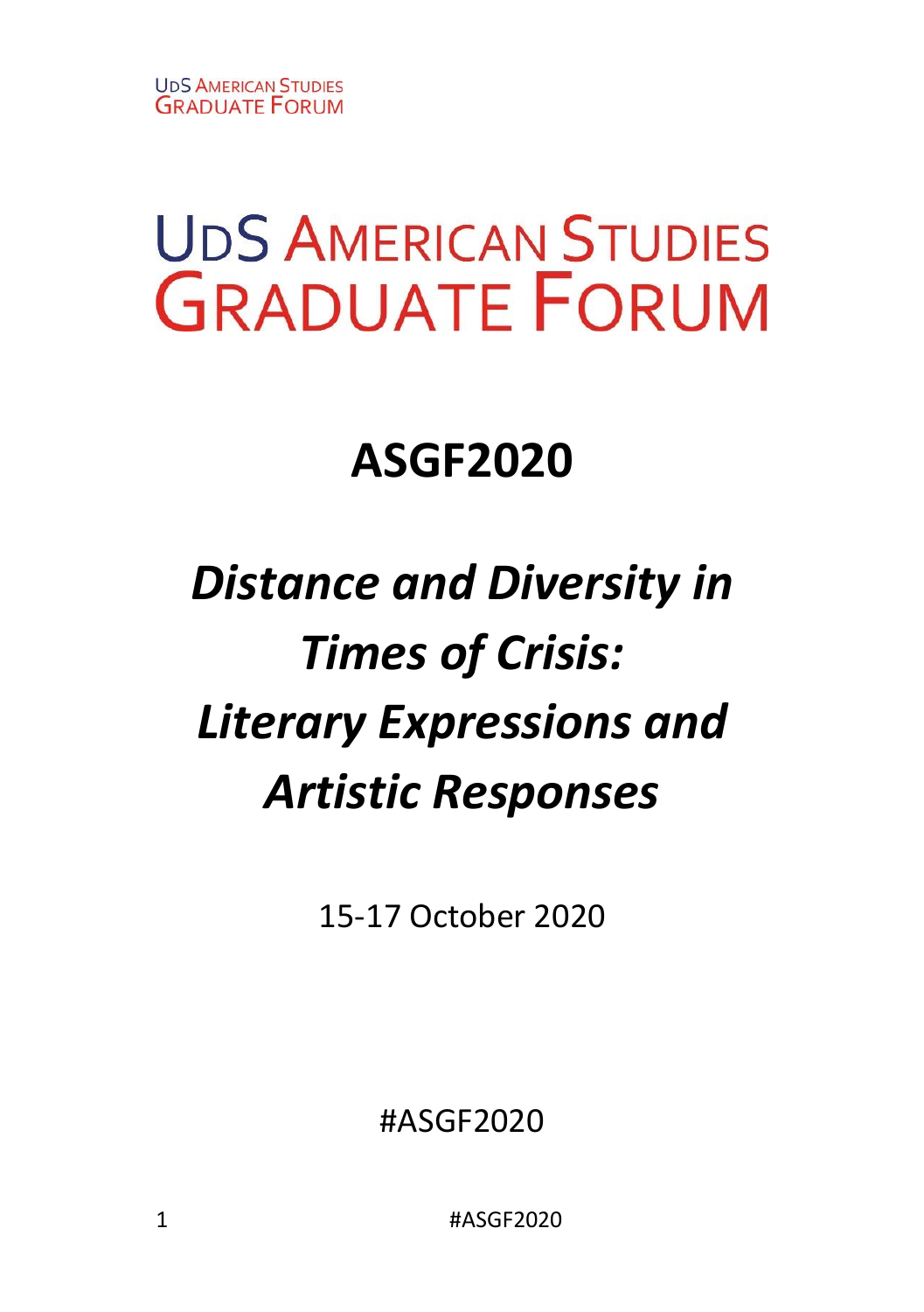# UdS American Studies Graduate Forum

# ASGF2020

## *Distance and Diversity in Times of Crisis: Literary Expressions and Artistic Responses*

15-17 October 2020

#ASGF2020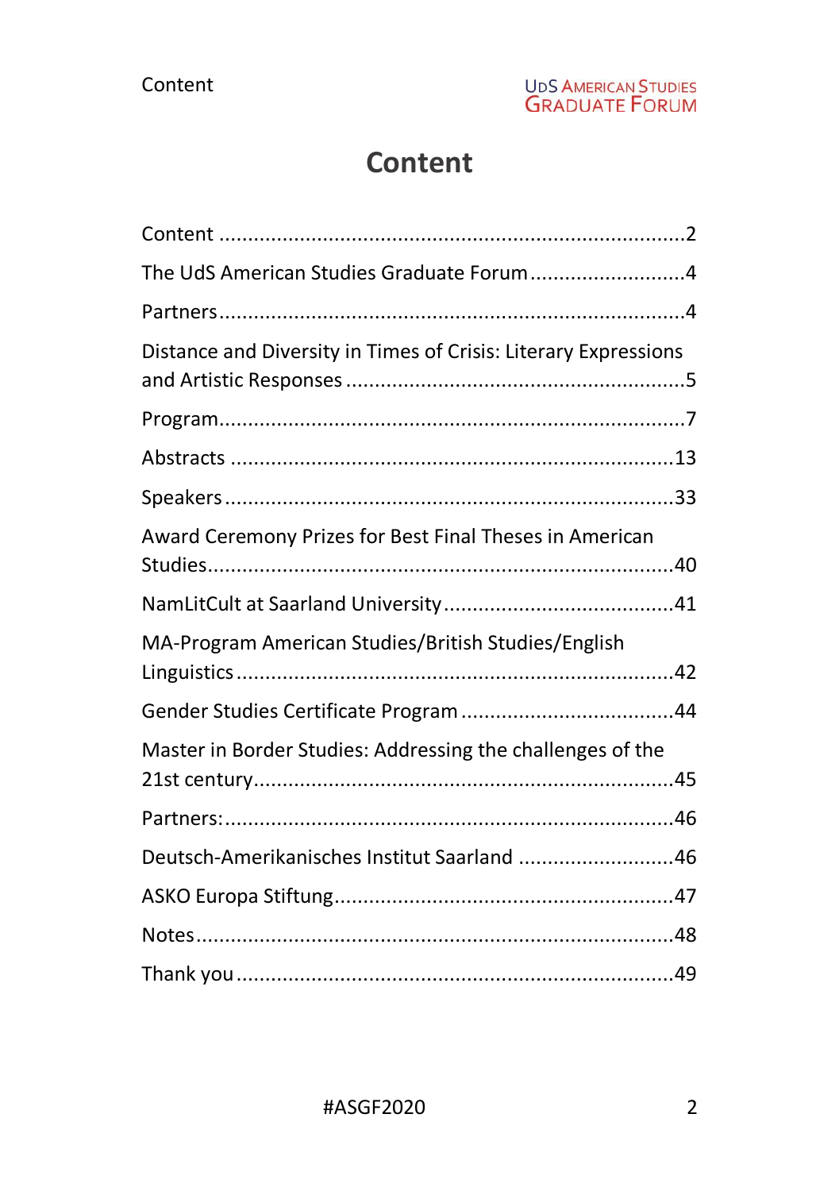# Content

Content ................................................................................2

The UdS American Studies Graduate Forum ...........................4

Partners ................................................................................4

Distance and Diversity in Times of Crisis: Literary Expressions and Artistic Responses ..........................................................5

Program ................................................................................7

Abstracts ............................................................................13

Speakers ............................................................................33

Award Ceremony Prizes for Best Final Theses in American Studies ................................................................................40

NamLitCult at Saarland University .......................................41

MA-Program American Studies/British Studies/English Linguistics ...........................................................................42

Gender Studies Certificate Program .....................................44

Master in Border Studies: Addressing the challenges of the 21st century ........................................................................45

Partners: .............................................................................46

Deutsch-Amerikanisches Institut Saarland ...........................46

ASKO Europa Stiftung ..........................................................47

Notes ..................................................................................48

Thank you ...........................................................................49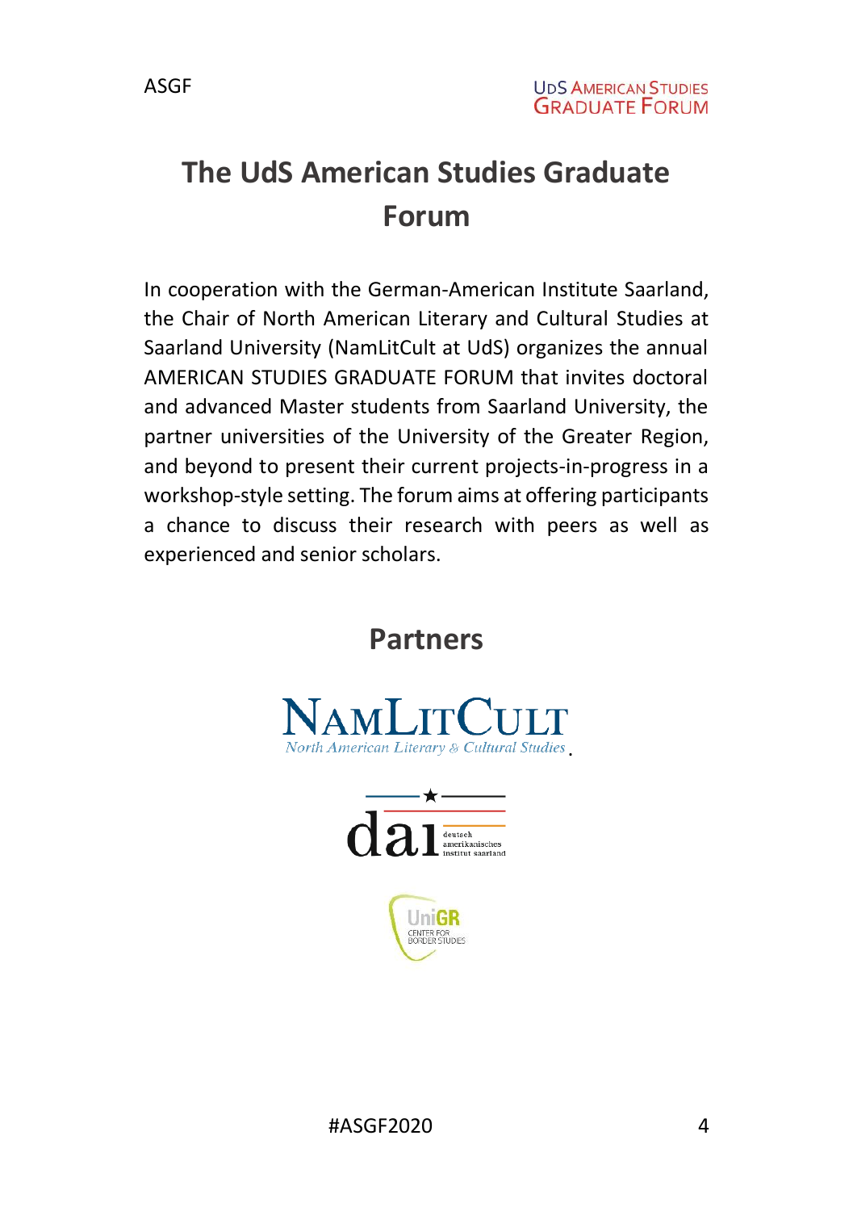# The UdS American Studies Graduate Forum

In cooperation with the German-American Institute Saarland, the Chair of North American Literary and Cultural Studies at Saarland University (NamLitCult at UdS) organizes the annual AMERICAN STUDIES GRADUATE FORUM that invites doctoral and advanced Master students from Saarland University, the partner universities of the University of the Greater Region, and beyond to present their current projects-in-progress in a workshop-style setting. The forum aims at offering participants a chance to discuss their research with peers as well as experienced and senior scholars.

## Partners

NAMLITCULT
North American Literary & Cultural Studies

dai
deutsch amerikanisches institut saarland

UniGR
CENTER FOR BORDER STUDIES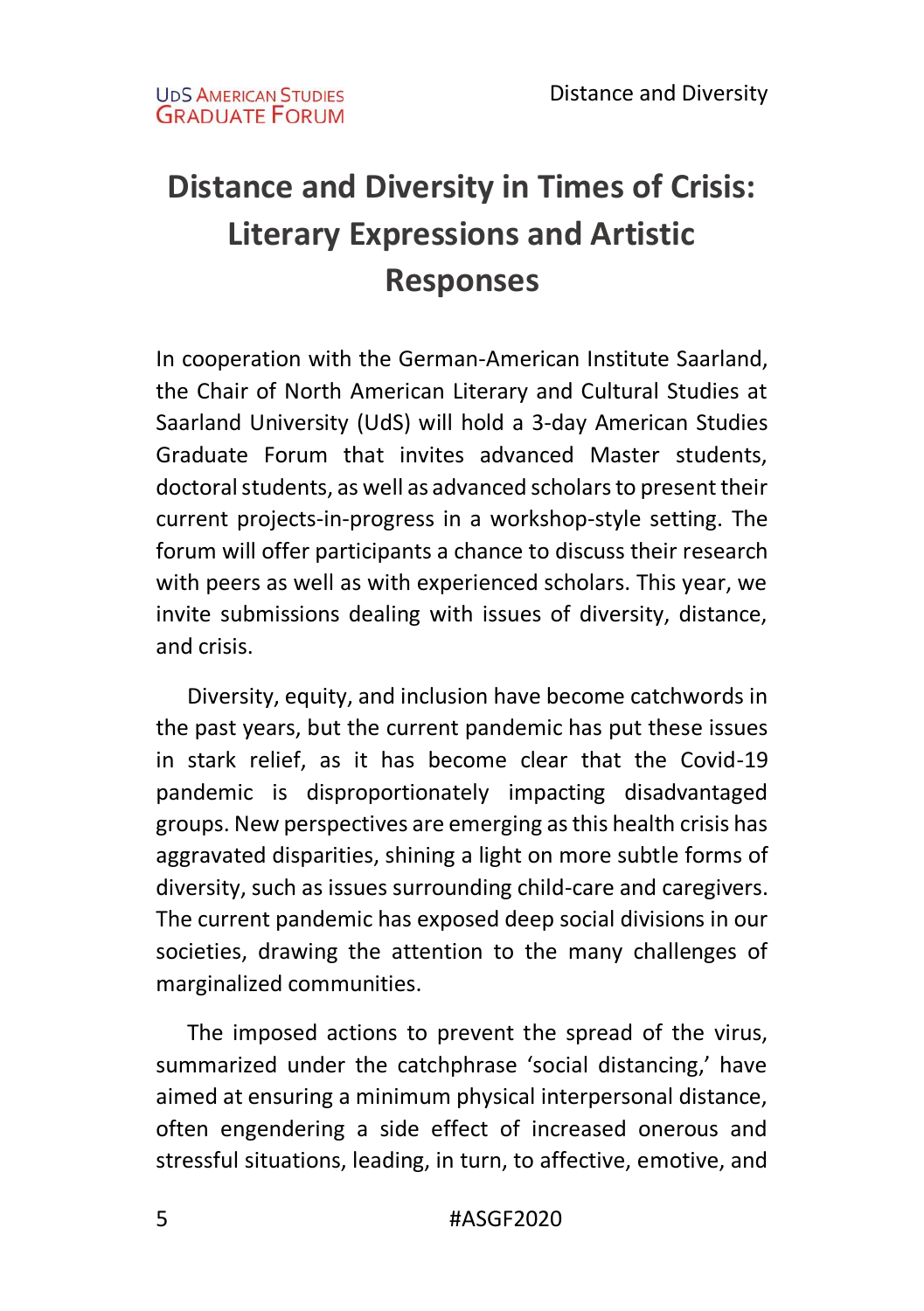# Distance and Diversity in Times of Crisis: Literary Expressions and Artistic Responses

In cooperation with the German-American Institute Saarland, the Chair of North American Literary and Cultural Studies at Saarland University (UdS) will hold a 3-day American Studies Graduate Forum that invites advanced Master students, doctoral students, as well as advanced scholars to present their current projects-in-progress in a workshop-style setting. The forum will offer participants a chance to discuss their research with peers as well as with experienced scholars. This year, we invite submissions dealing with issues of diversity, distance, and crisis.

Diversity, equity, and inclusion have become catchwords in the past years, but the current pandemic has put these issues in stark relief, as it has become clear that the Covid-19 pandemic is disproportionately impacting disadvantaged groups. New perspectives are emerging as this health crisis has aggravated disparities, shining a light on more subtle forms of diversity, such as issues surrounding child-care and caregivers. The current pandemic has exposed deep social divisions in our societies, drawing the attention to the many challenges of marginalized communities.

The imposed actions to prevent the spread of the virus, summarized under the catchphrase 'social distancing,' have aimed at ensuring a minimum physical interpersonal distance, often engendering a side effect of increased onerous and stressful situations, leading, in turn, to affective, emotive, and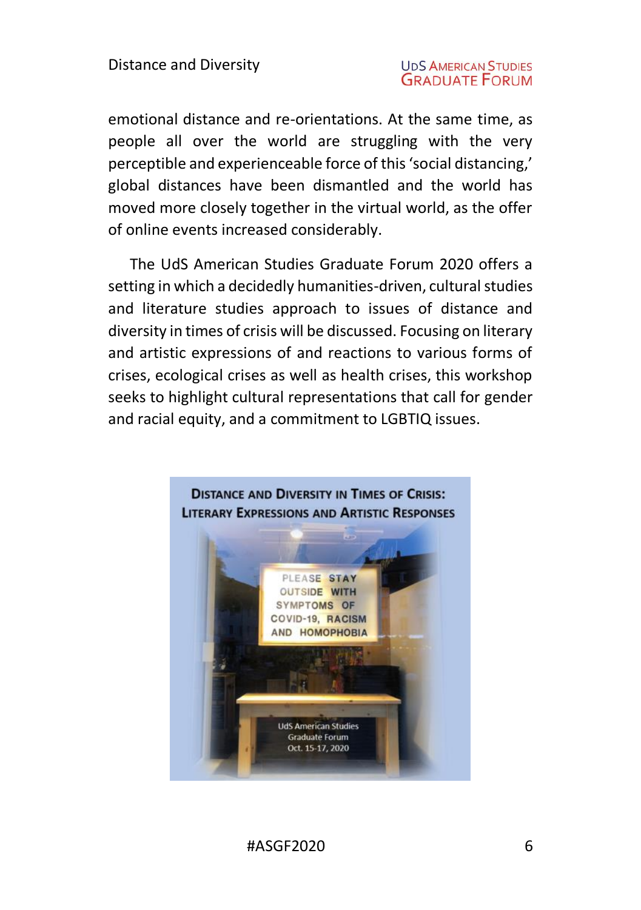emotional distance and re-orientations. At the same time, as people all over the world are struggling with the very perceptible and experienceable force of this 'social distancing,' global distances have been dismantled and the world has moved more closely together in the virtual world, as the offer of online events increased considerably.

The UdS American Studies Graduate Forum 2020 offers a setting in which a decidedly humanities-driven, cultural studies and literature studies approach to issues of distance and diversity in times of crisis will be discussed. Focusing on literary and artistic expressions of and reactions to various forms of crises, ecological crises as well as health crises, this workshop seeks to highlight cultural representations that call for gender and racial equity, and a commitment to LGBTIQ issues.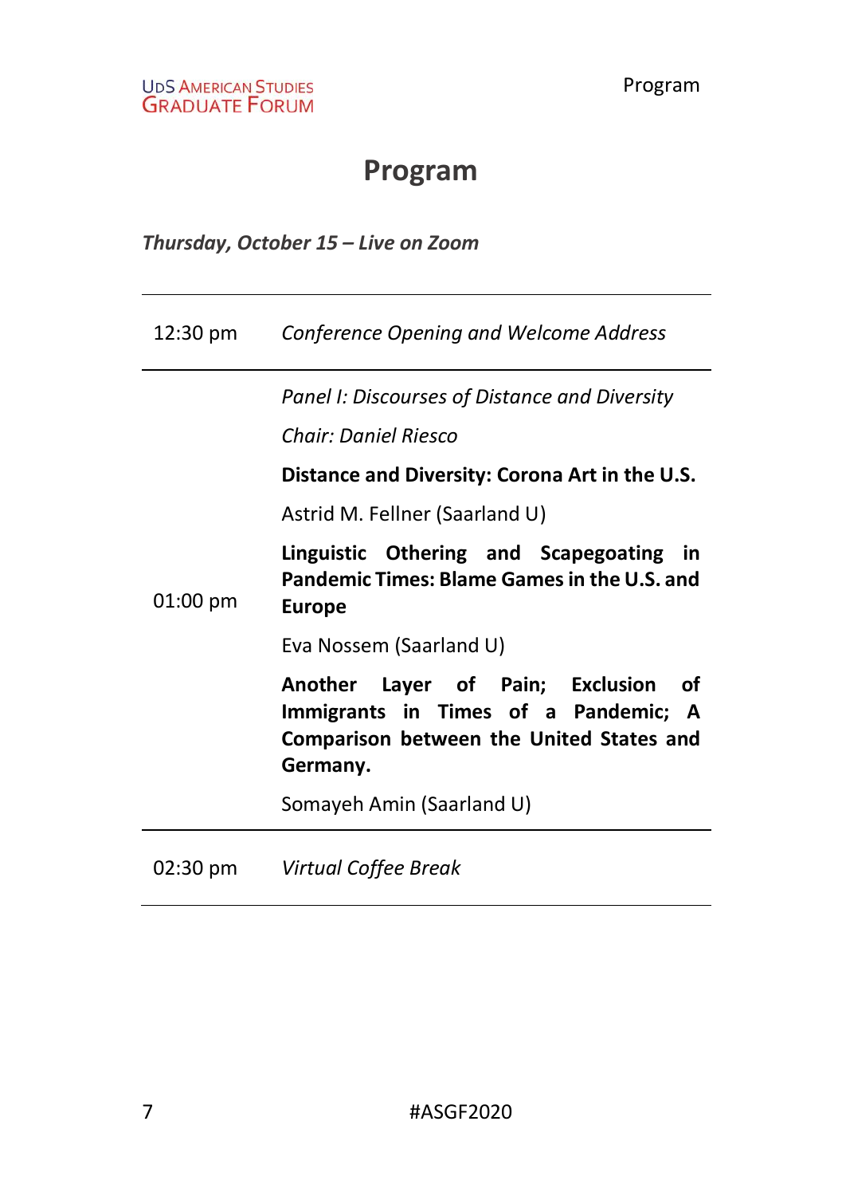# Program

*Thursday, October 15 – Live on Zoom*

| | |
|---|---|
| 12:30 pm | *Conference Opening and Welcome Address* |
| 01:00 pm | *Panel I: Discourses of Distance and Diversity*<br>*Chair: Daniel Riesco*<br>**Distance and Diversity: Corona Art in the U.S.**<br>Astrid M. Fellner (Saarland U)<br>**Linguistic Othering and Scapegoating in Pandemic Times: Blame Games in the U.S. and Europe**<br>Eva Nossem (Saarland U)<br>**Another Layer of Pain; Exclusion of Immigrants in Times of a Pandemic; A Comparison between the United States and Germany.**<br>Somayeh Amin (Saarland U) |
| 02:30 pm | *Virtual Coffee Break* |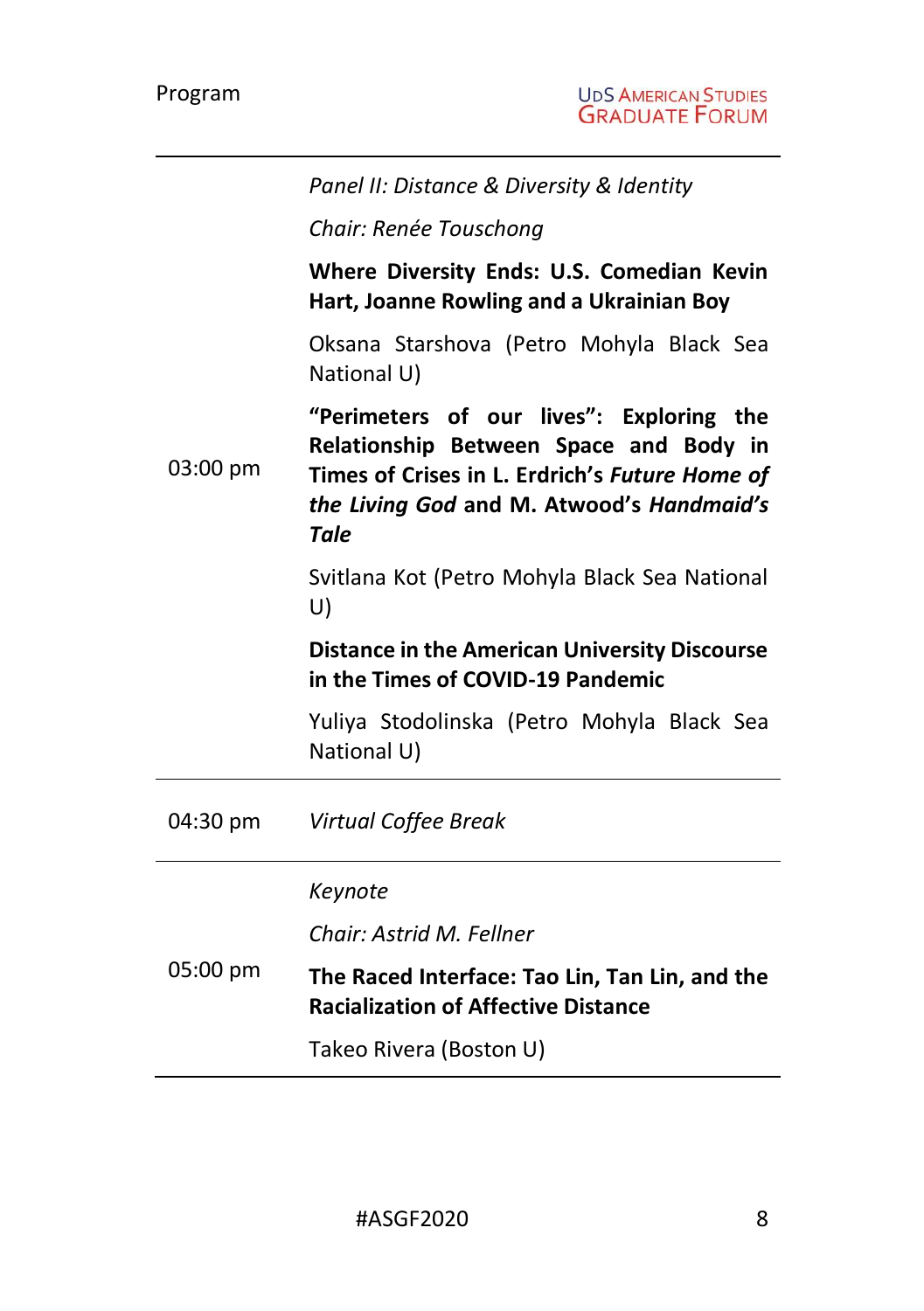| | |
|---|---|
| 03:00 pm | *Panel II: Distance & Diversity & Identity*<br><br>*Chair: Renée Touschong*<br><br>**Where Diversity Ends: U.S. Comedian Kevin Hart, Joanne Rowling and a Ukrainian Boy**<br><br>Oksana Starshova (Petro Mohyla Black Sea National U)<br><br>**"Perimeters of our lives": Exploring the Relationship Between Space and Body in Times of Crises in L. Erdrich's *Future Home of the Living God* and M. Atwood's *Handmaid's Tale***<br><br>Svitlana Kot (Petro Mohyla Black Sea National U)<br><br>**Distance in the American University Discourse in the Times of COVID-19 Pandemic**<br><br>Yuliya Stodolinska (Petro Mohyla Black Sea National U) |
| 04:30 pm | *Virtual Coffee Break* |
| 05:00 pm | *Keynote*<br><br>*Chair: Astrid M. Fellner*<br><br>**The Raced Interface: Tao Lin, Tan Lin, and the Racialization of Affective Distance**<br><br>Takeo Rivera (Boston U) |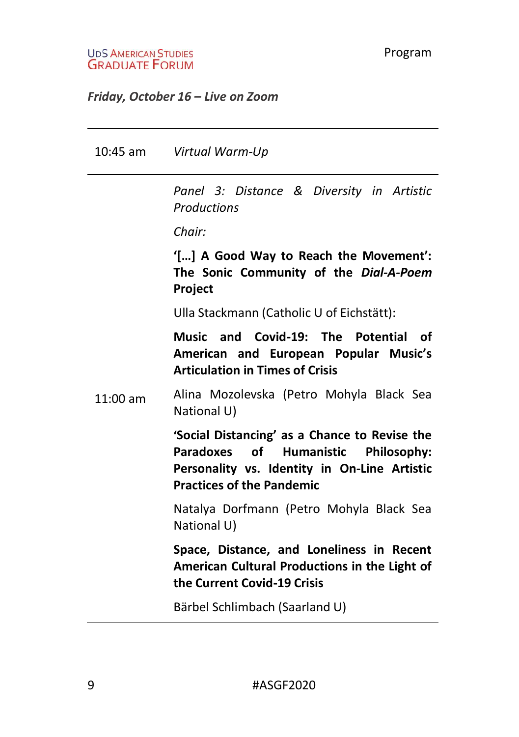*Friday, October 16 – Live on Zoom*

| | |
|---|---|
| 10:45 am | *Virtual Warm-Up* |
| 11:00 am | *Panel 3: Distance & Diversity in Artistic Productions*<br><br>*Chair:*<br><br>**'[…] A Good Way to Reach the Movement': The Sonic Community of the *Dial-A-Poem* Project**<br><br>Ulla Stackmann (Catholic U of Eichstätt):<br><br>**Music and Covid-19: The Potential of American and European Popular Music's Articulation in Times of Crisis**<br><br>Alina Mozolevska (Petro Mohyla Black Sea National U)<br><br>**'Social Distancing' as a Chance to Revise the Paradoxes of Humanistic Philosophy: Personality vs. Identity in On-Line Artistic Practices of the Pandemic**<br><br>Natalya Dorfmann (Petro Mohyla Black Sea National U)<br><br>**Space, Distance, and Loneliness in Recent American Cultural Productions in the Light of the Current Covid-19 Crisis**<br><br>Bärbel Schlimbach (Saarland U) |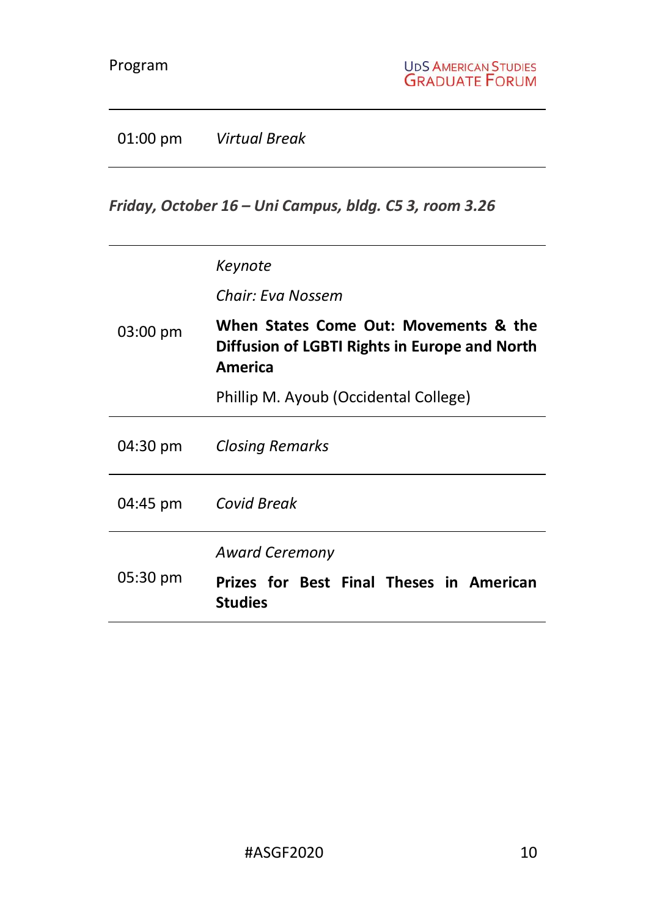| | |
|---|---|
| 01:00 pm | *Virtual Break* |

***Friday, October 16 – Uni Campus, bldg. C5 3, room 3.26***

| | |
|---|---|
| 03:00 pm | *Keynote*<br>*Chair: Eva Nossem*<br>**When States Come Out: Movements & the Diffusion of LGBTI Rights in Europe and North America**<br>Phillip M. Ayoub (Occidental College) |
| 04:30 pm | *Closing Remarks* |
| 04:45 pm | *Covid Break* |
| 05:30 pm | *Award Ceremony*<br>**Prizes for Best Final Theses in American Studies** |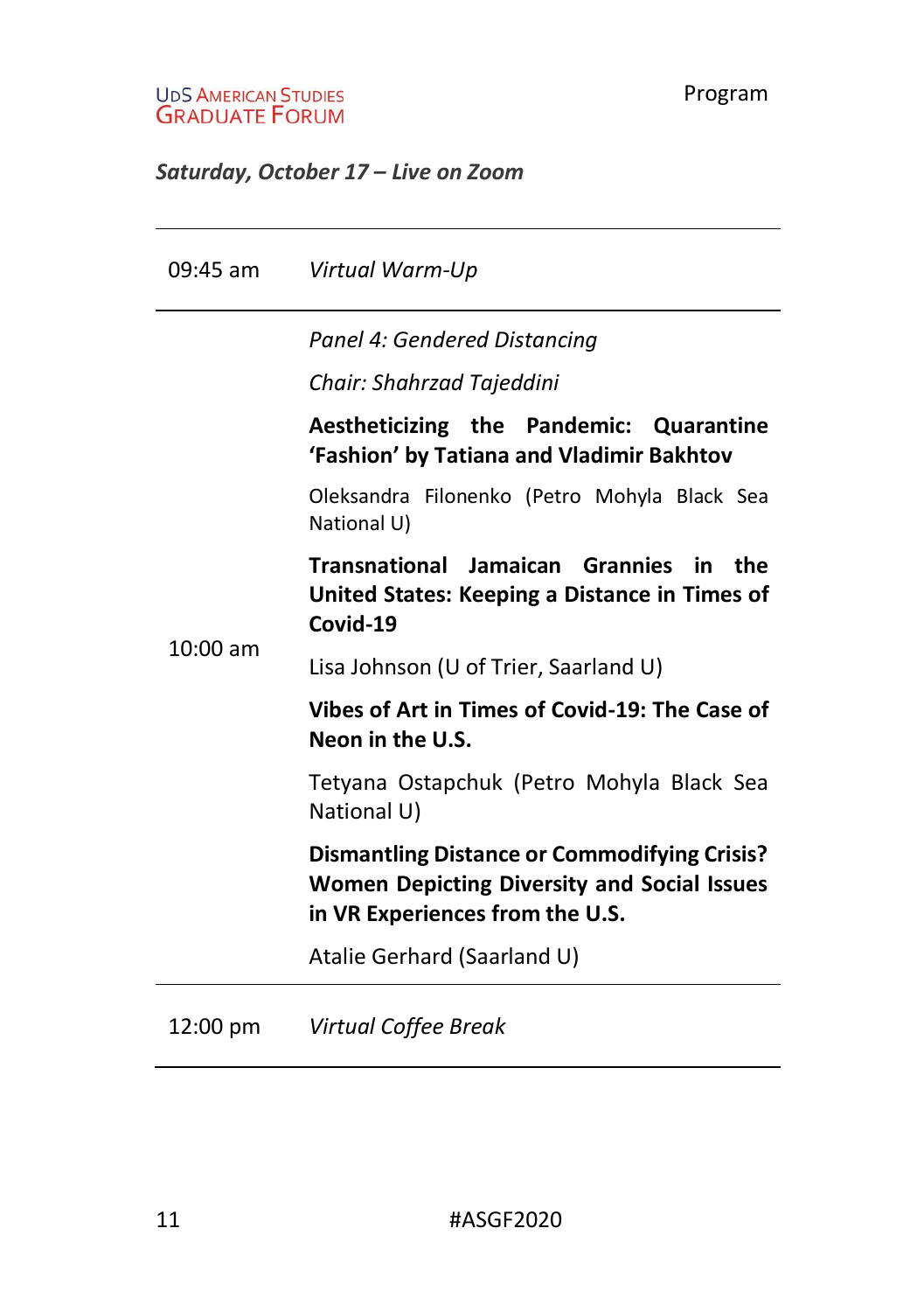*Saturday, October 17 – Live on Zoom*

| | |
|---|---|
| 09:45 am | *Virtual Warm-Up* |
| 10:00 am | *Panel 4: Gendered Distancing*<br>*Chair: Shahrzad Tajeddini*<br>**Aestheticizing the Pandemic: Quarantine 'Fashion' by Tatiana and Vladimir Bakhtov**<br>Oleksandra Filonenko (Petro Mohyla Black Sea National U)<br>**Transnational Jamaican Grannies in the United States: Keeping a Distance in Times of Covid-19**<br>Lisa Johnson (U of Trier, Saarland U)<br>**Vibes of Art in Times of Covid-19: The Case of Neon in the U.S.**<br>Tetyana Ostapchuk (Petro Mohyla Black Sea National U)<br>**Dismantling Distance or Commodifying Crisis? Women Depicting Diversity and Social Issues in VR Experiences from the U.S.**<br>Atalie Gerhard (Saarland U) |
| 12:00 pm | *Virtual Coffee Break* |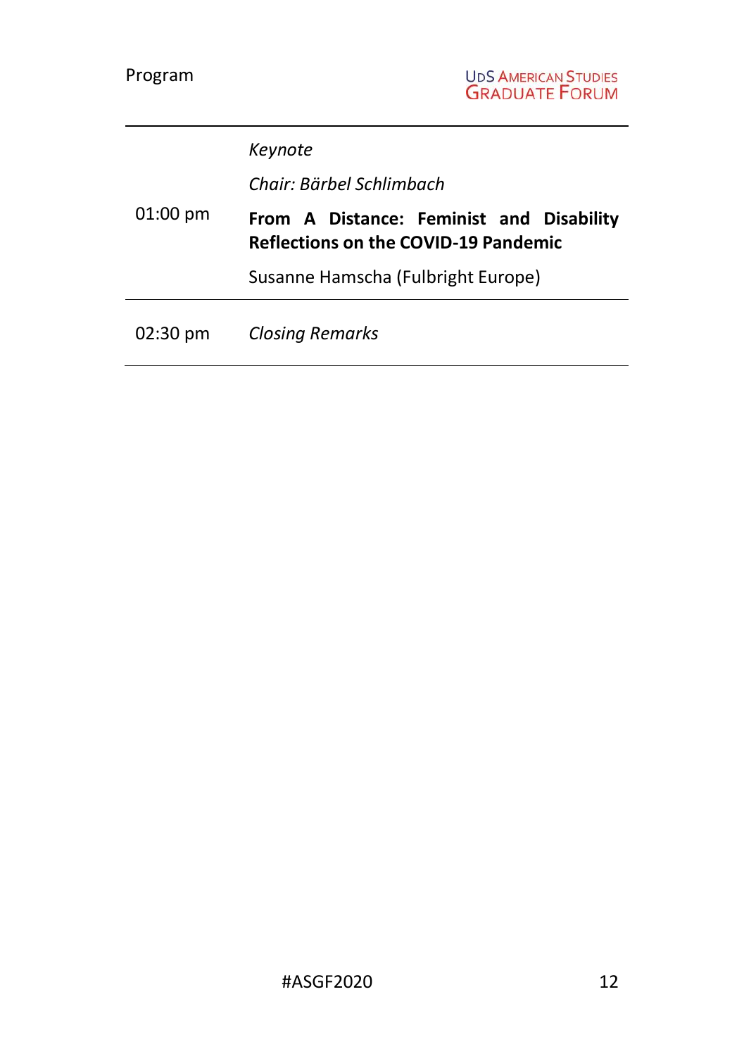| | |
|---|---|
| 01:00 pm | *Keynote*<br>*Chair: Bärbel Schlimbach*<br>**From A Distance: Feminist and Disability Reflections on the COVID-19 Pandemic**<br>Susanne Hamscha (Fulbright Europe) |
| 02:30 pm | *Closing Remarks* |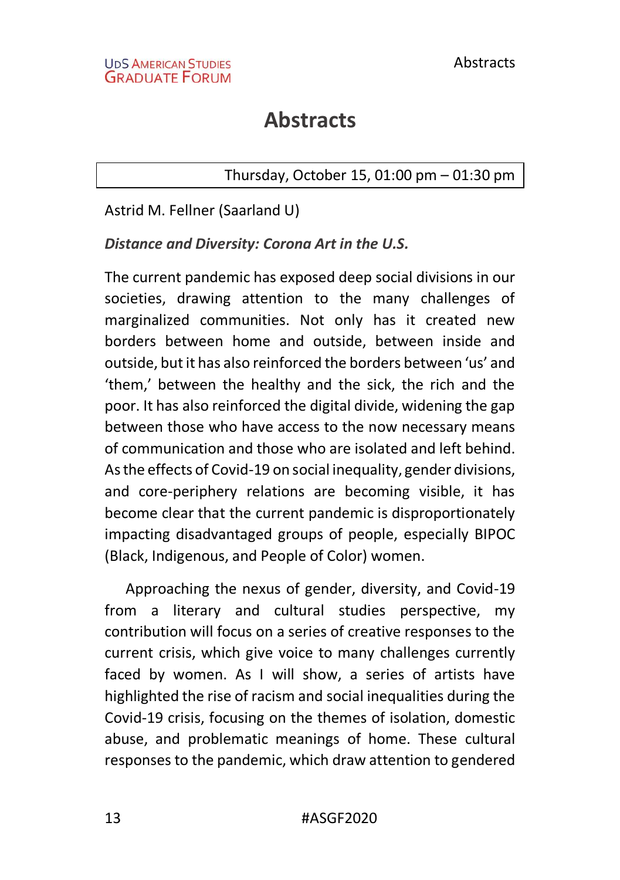# Abstracts

| Thursday, October 15, 01:00 pm – 01:30 pm |
|---|

Astrid M. Fellner (Saarland U)

***Distance and Diversity: Corona Art in the U.S.***

The current pandemic has exposed deep social divisions in our societies, drawing attention to the many challenges of marginalized communities. Not only has it created new borders between home and outside, between inside and outside, but it has also reinforced the borders between 'us' and 'them,' between the healthy and the sick, the rich and the poor. It has also reinforced the digital divide, widening the gap between those who have access to the now necessary means of communication and those who are isolated and left behind. As the effects of Covid-19 on social inequality, gender divisions, and core-periphery relations are becoming visible, it has become clear that the current pandemic is disproportionately impacting disadvantaged groups of people, especially BIPOC (Black, Indigenous, and People of Color) women.

Approaching the nexus of gender, diversity, and Covid-19 from a literary and cultural studies perspective, my contribution will focus on a series of creative responses to the current crisis, which give voice to many challenges currently faced by women. As I will show, a series of artists have highlighted the rise of racism and social inequalities during the Covid-19 crisis, focusing on the themes of isolation, domestic abuse, and problematic meanings of home. These cultural responses to the pandemic, which draw attention to gendered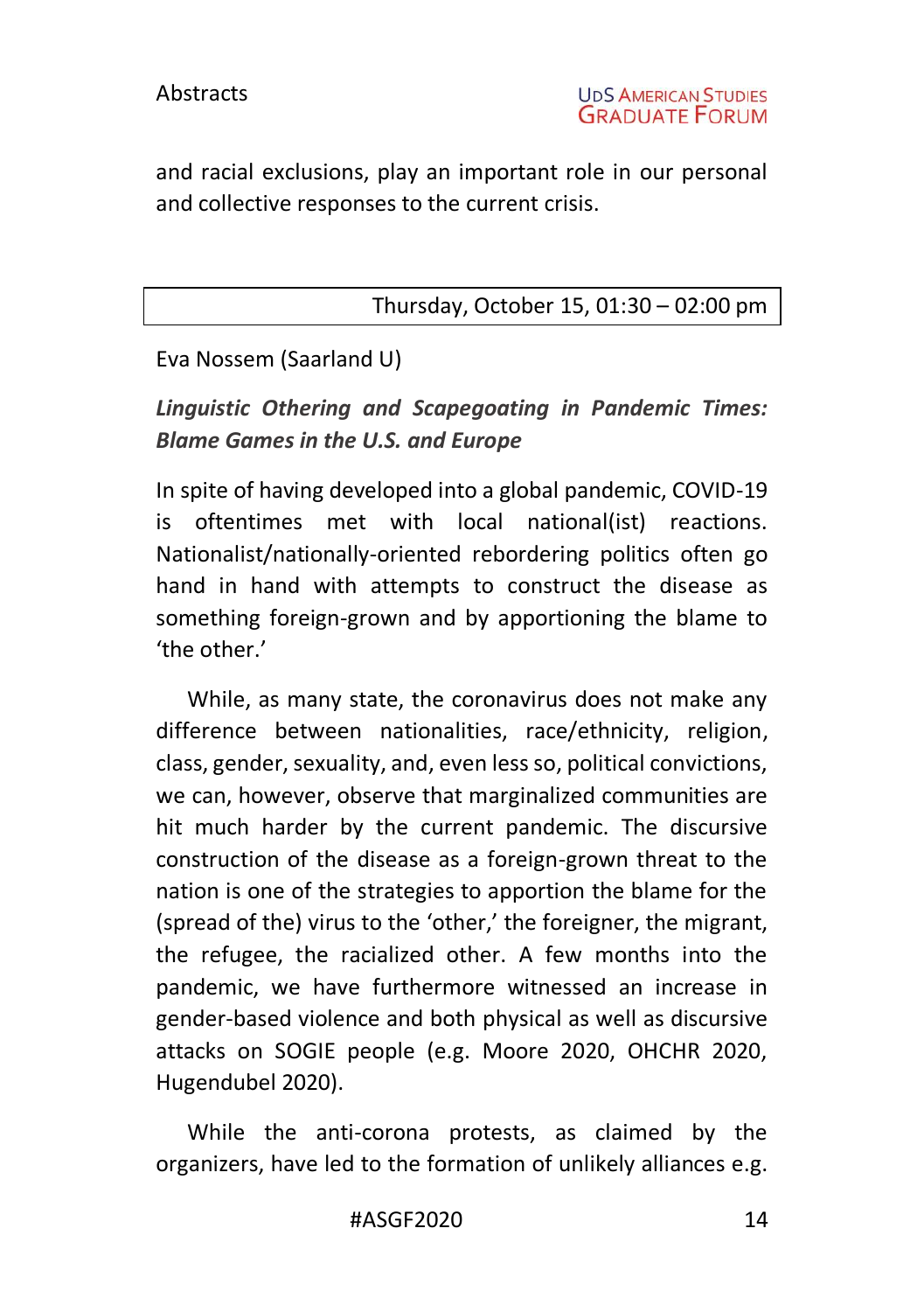and racial exclusions, play an important role in our personal and collective responses to the current crisis.

Thursday, October 15, 01:30 – 02:00 pm

Eva Nossem (Saarland U)

***Linguistic Othering and Scapegoating in Pandemic Times: Blame Games in the U.S. and Europe***

In spite of having developed into a global pandemic, COVID-19 is oftentimes met with local national(ist) reactions. Nationalist/nationally-oriented rebordering politics often go hand in hand with attempts to construct the disease as something foreign-grown and by apportioning the blame to 'the other.'

While, as many state, the coronavirus does not make any difference between nationalities, race/ethnicity, religion, class, gender, sexuality, and, even less so, political convictions, we can, however, observe that marginalized communities are hit much harder by the current pandemic. The discursive construction of the disease as a foreign-grown threat to the nation is one of the strategies to apportion the blame for the (spread of the) virus to the 'other,' the foreigner, the migrant, the refugee, the racialized other. A few months into the pandemic, we have furthermore witnessed an increase in gender-based violence and both physical as well as discursive attacks on SOGIE people (e.g. Moore 2020, OHCHR 2020, Hugendubel 2020).

While the anti-corona protests, as claimed by the organizers, have led to the formation of unlikely alliances e.g.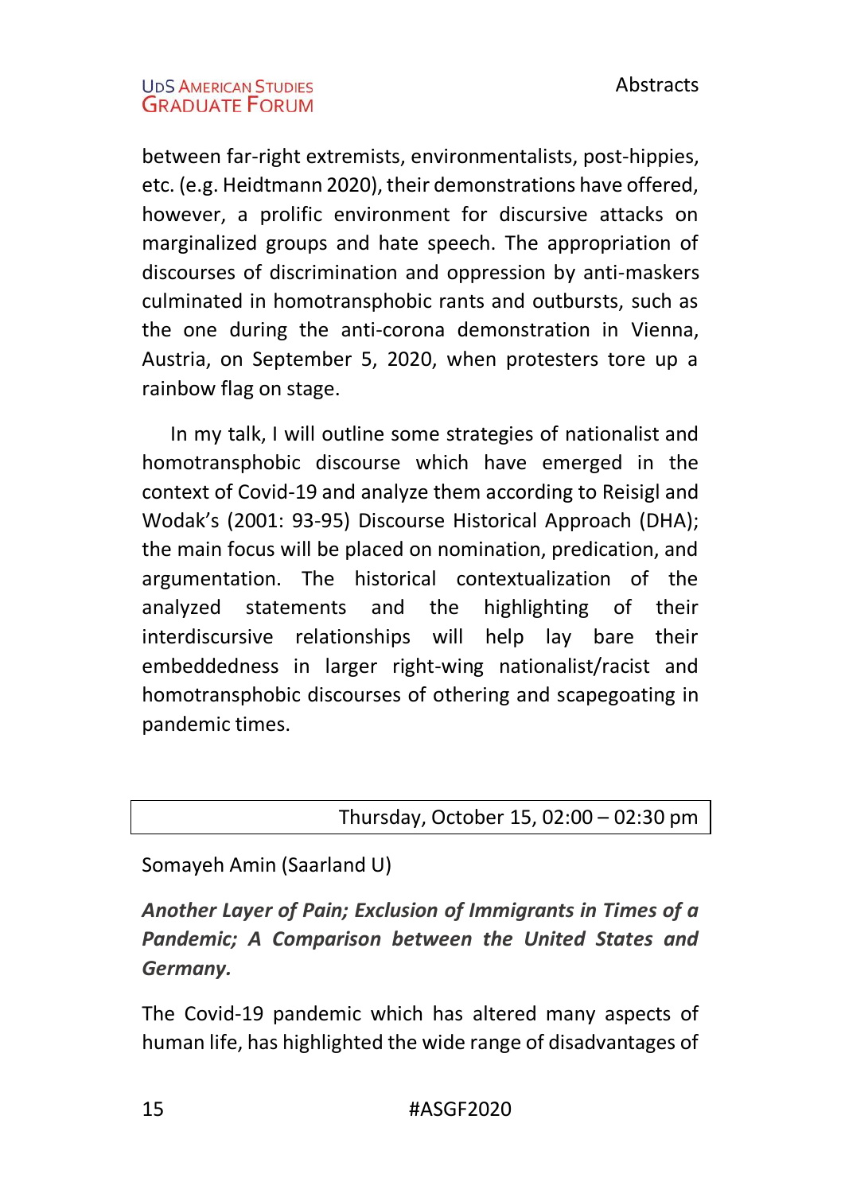between far-right extremists, environmentalists, post-hippies, etc. (e.g. Heidtmann 2020), their demonstrations have offered, however, a prolific environment for discursive attacks on marginalized groups and hate speech. The appropriation of discourses of discrimination and oppression by anti-maskers culminated in homotransphobic rants and outbursts, such as the one during the anti-corona demonstration in Vienna, Austria, on September 5, 2020, when protesters tore up a rainbow flag on stage.

In my talk, I will outline some strategies of nationalist and homotransphobic discourse which have emerged in the context of Covid-19 and analyze them according to Reisigl and Wodak's (2001: 93-95) Discourse Historical Approach (DHA); the main focus will be placed on nomination, predication, and argumentation. The historical contextualization of the analyzed statements and the highlighting of their interdiscursive relationships will help lay bare their embeddedness in larger right-wing nationalist/racist and homotransphobic discourses of othering and scapegoating in pandemic times.

| Thursday, October 15, 02:00 – 02:30 pm |
|---|

Somayeh Amin (Saarland U)

***Another Layer of Pain; Exclusion of Immigrants in Times of a Pandemic; A Comparison between the United States and Germany.***

The Covid-19 pandemic which has altered many aspects of human life, has highlighted the wide range of disadvantages of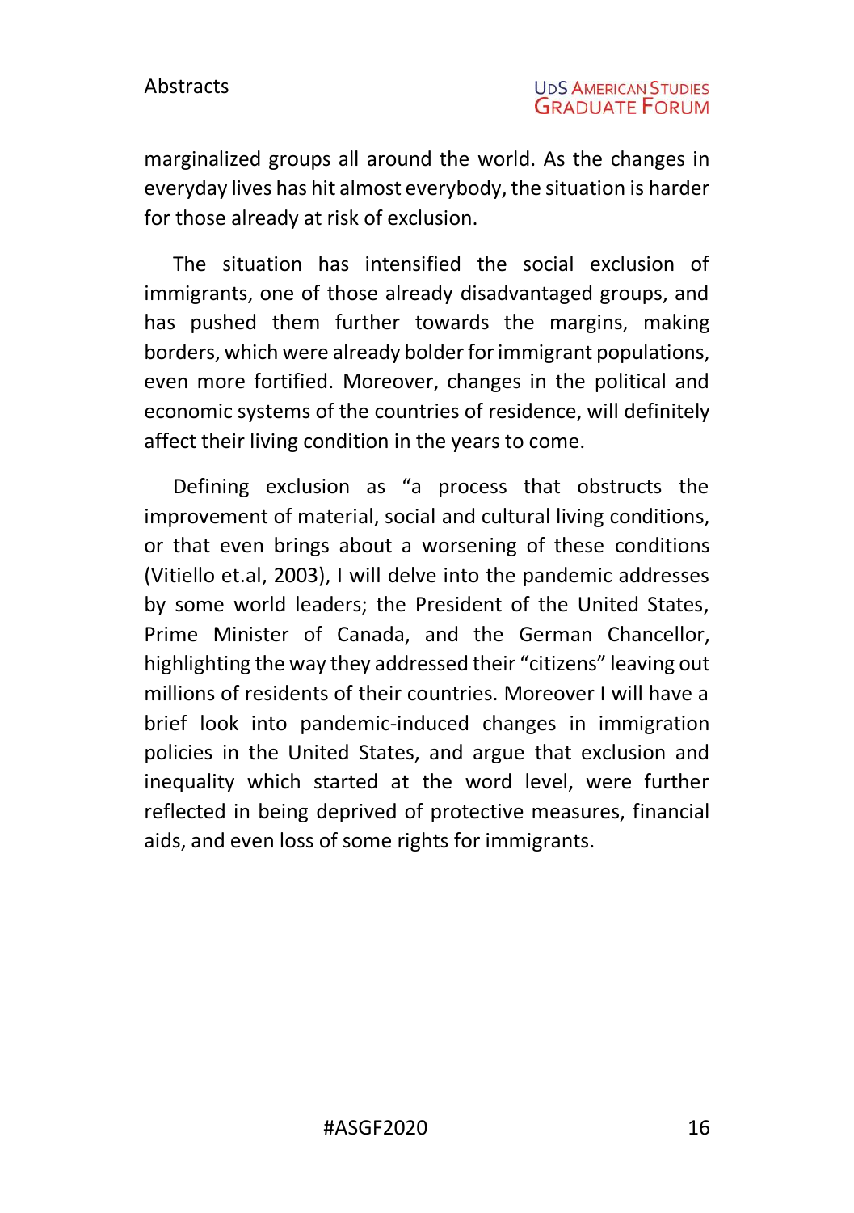marginalized groups all around the world. As the changes in everyday lives has hit almost everybody, the situation is harder for those already at risk of exclusion.

The situation has intensified the social exclusion of immigrants, one of those already disadvantaged groups, and has pushed them further towards the margins, making borders, which were already bolder for immigrant populations, even more fortified. Moreover, changes in the political and economic systems of the countries of residence, will definitely affect their living condition in the years to come.

Defining exclusion as "a process that obstructs the improvement of material, social and cultural living conditions, or that even brings about a worsening of these conditions (Vitiello et.al, 2003), I will delve into the pandemic addresses by some world leaders; the President of the United States, Prime Minister of Canada, and the German Chancellor, highlighting the way they addressed their "citizens" leaving out millions of residents of their countries. Moreover I will have a brief look into pandemic-induced changes in immigration policies in the United States, and argue that exclusion and inequality which started at the word level, were further reflected in being deprived of protective measures, financial aids, and even loss of some rights for immigrants.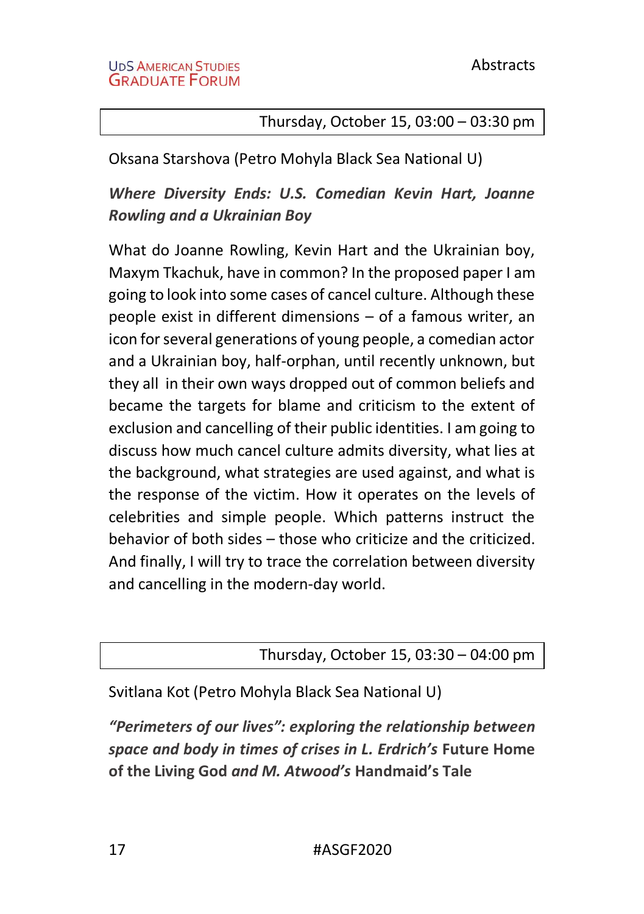Thursday, October 15, 03:00 – 03:30 pm

Oksana Starshova (Petro Mohyla Black Sea National U)

***Where Diversity Ends: U.S. Comedian Kevin Hart, Joanne Rowling and a Ukrainian Boy***

What do Joanne Rowling, Kevin Hart and the Ukrainian boy, Maxym Tkachuk, have in common? In the proposed paper I am going to look into some cases of cancel culture. Although these people exist in different dimensions – of a famous writer, an icon for several generations of young people, a comedian actor and a Ukrainian boy, half-orphan, until recently unknown, but they all in their own ways dropped out of common beliefs and became the targets for blame and criticism to the extent of exclusion and cancelling of their public identities. I am going to discuss how much cancel culture admits diversity, what lies at the background, what strategies are used against, and what is the response of the victim. How it operates on the levels of celebrities and simple people. Which patterns instruct the behavior of both sides – those who criticize and the criticized. And finally, I will try to trace the correlation between diversity and cancelling in the modern-day world.

Thursday, October 15, 03:30 – 04:00 pm

Svitlana Kot (Petro Mohyla Black Sea National U)

***"Perimeters of our lives": exploring the relationship between space and body in times of crises in L. Erdrich's*** **Future Home of the Living God** ***and M. Atwood's*** **Handmaid's Tale**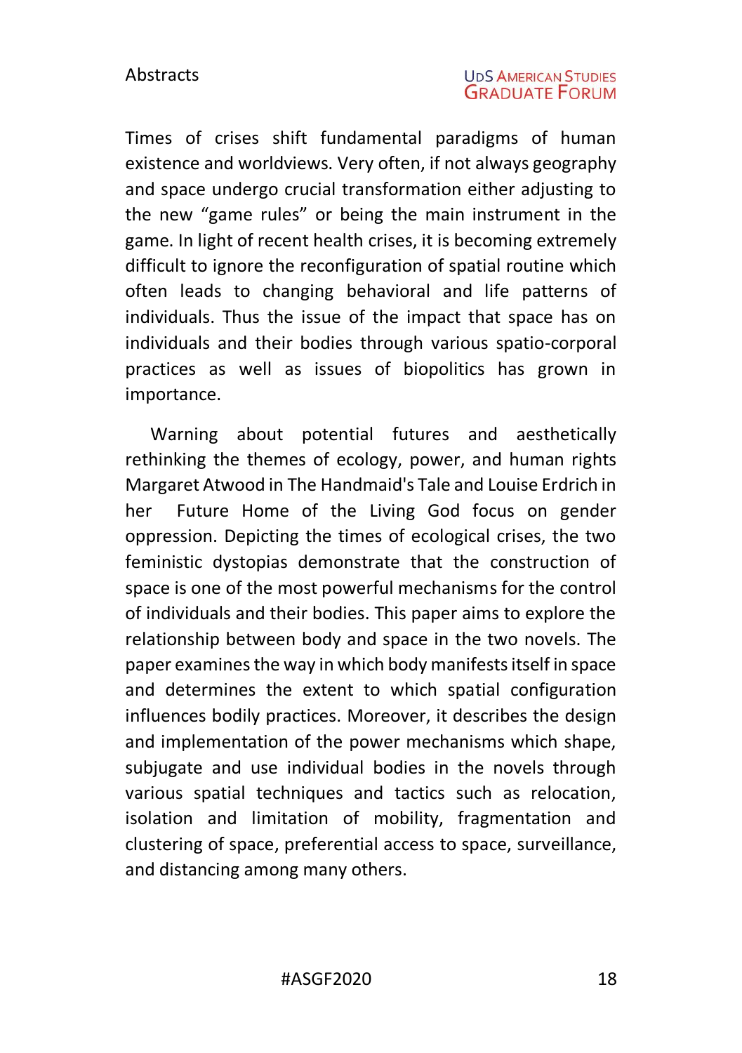Times of crises shift fundamental paradigms of human existence and worldviews. Very often, if not always geography and space undergo crucial transformation either adjusting to the new "game rules" or being the main instrument in the game. In light of recent health crises, it is becoming extremely difficult to ignore the reconfiguration of spatial routine which often leads to changing behavioral and life patterns of individuals. Thus the issue of the impact that space has on individuals and their bodies through various spatio-corporal practices as well as issues of biopolitics has grown in importance.

Warning about potential futures and aesthetically rethinking the themes of ecology, power, and human rights Margaret Atwood in The Handmaid's Tale and Louise Erdrich in her Future Home of the Living God focus on gender oppression. Depicting the times of ecological crises, the two feministic dystopias demonstrate that the construction of space is one of the most powerful mechanisms for the control of individuals and their bodies. This paper aims to explore the relationship between body and space in the two novels. The paper examines the way in which body manifests itself in space and determines the extent to which spatial configuration influences bodily practices. Moreover, it describes the design and implementation of the power mechanisms which shape, subjugate and use individual bodies in the novels through various spatial techniques and tactics such as relocation, isolation and limitation of mobility, fragmentation and clustering of space, preferential access to space, surveillance, and distancing among many others.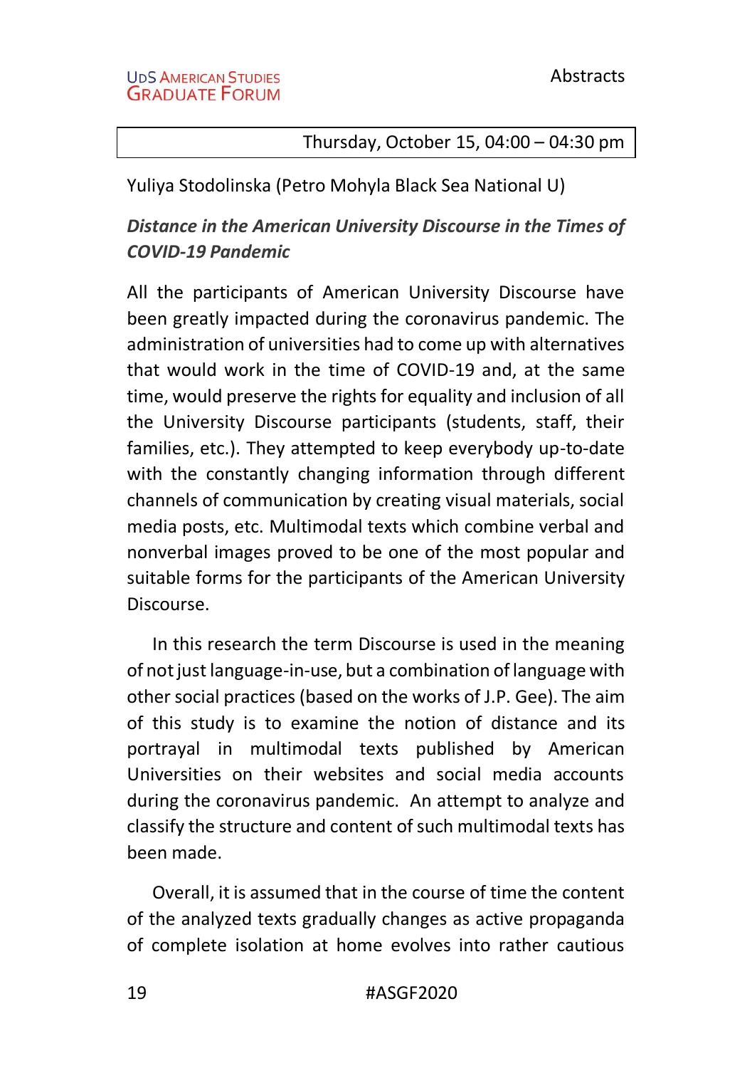Thursday, October 15, 04:00 – 04:30 pm

Yuliya Stodolinska (Petro Mohyla Black Sea National U)

***Distance in the American University Discourse in the Times of COVID-19 Pandemic***

All the participants of American University Discourse have been greatly impacted during the coronavirus pandemic. The administration of universities had to come up with alternatives that would work in the time of COVID-19 and, at the same time, would preserve the rights for equality and inclusion of all the University Discourse participants (students, staff, their families, etc.). They attempted to keep everybody up-to-date with the constantly changing information through different channels of communication by creating visual materials, social media posts, etc. Multimodal texts which combine verbal and nonverbal images proved to be one of the most popular and suitable forms for the participants of the American University Discourse.

In this research the term Discourse is used in the meaning of not just language-in-use, but a combination of language with other social practices (based on the works of J.P. Gee). The aim of this study is to examine the notion of distance and its portrayal in multimodal texts published by American Universities on their websites and social media accounts during the coronavirus pandemic. An attempt to analyze and classify the structure and content of such multimodal texts has been made.

Overall, it is assumed that in the course of time the content of the analyzed texts gradually changes as active propaganda of complete isolation at home evolves into rather cautious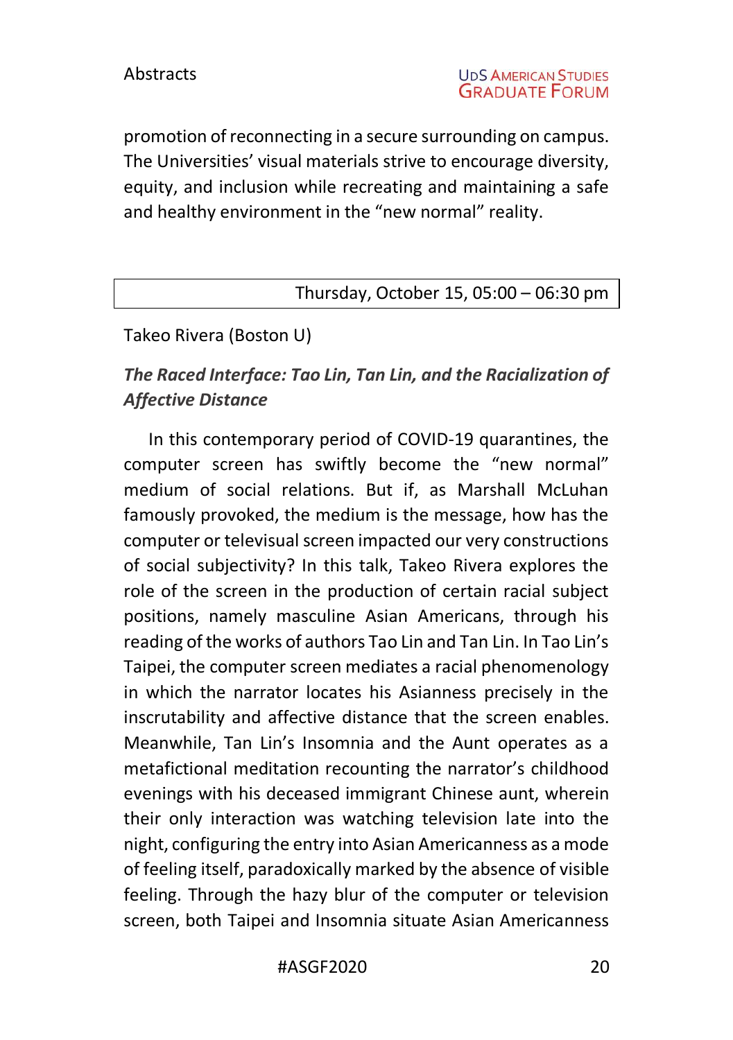promotion of reconnecting in a secure surrounding on campus. The Universities' visual materials strive to encourage diversity, equity, and inclusion while recreating and maintaining a safe and healthy environment in the "new normal" reality.

Thursday, October 15, 05:00 – 06:30 pm

Takeo Rivera (Boston U)

***The Raced Interface: Tao Lin, Tan Lin, and the Racialization of Affective Distance***

In this contemporary period of COVID-19 quarantines, the computer screen has swiftly become the "new normal" medium of social relations. But if, as Marshall McLuhan famously provoked, the medium is the message, how has the computer or televisual screen impacted our very constructions of social subjectivity? In this talk, Takeo Rivera explores the role of the screen in the production of certain racial subject positions, namely masculine Asian Americans, through his reading of the works of authors Tao Lin and Tan Lin. In Tao Lin's Taipei, the computer screen mediates a racial phenomenology in which the narrator locates his Asianness precisely in the inscrutability and affective distance that the screen enables. Meanwhile, Tan Lin's Insomnia and the Aunt operates as a metafictional meditation recounting the narrator's childhood evenings with his deceased immigrant Chinese aunt, wherein their only interaction was watching television late into the night, configuring the entry into Asian Americanness as a mode of feeling itself, paradoxically marked by the absence of visible feeling. Through the hazy blur of the computer or television screen, both Taipei and Insomnia situate Asian Americanness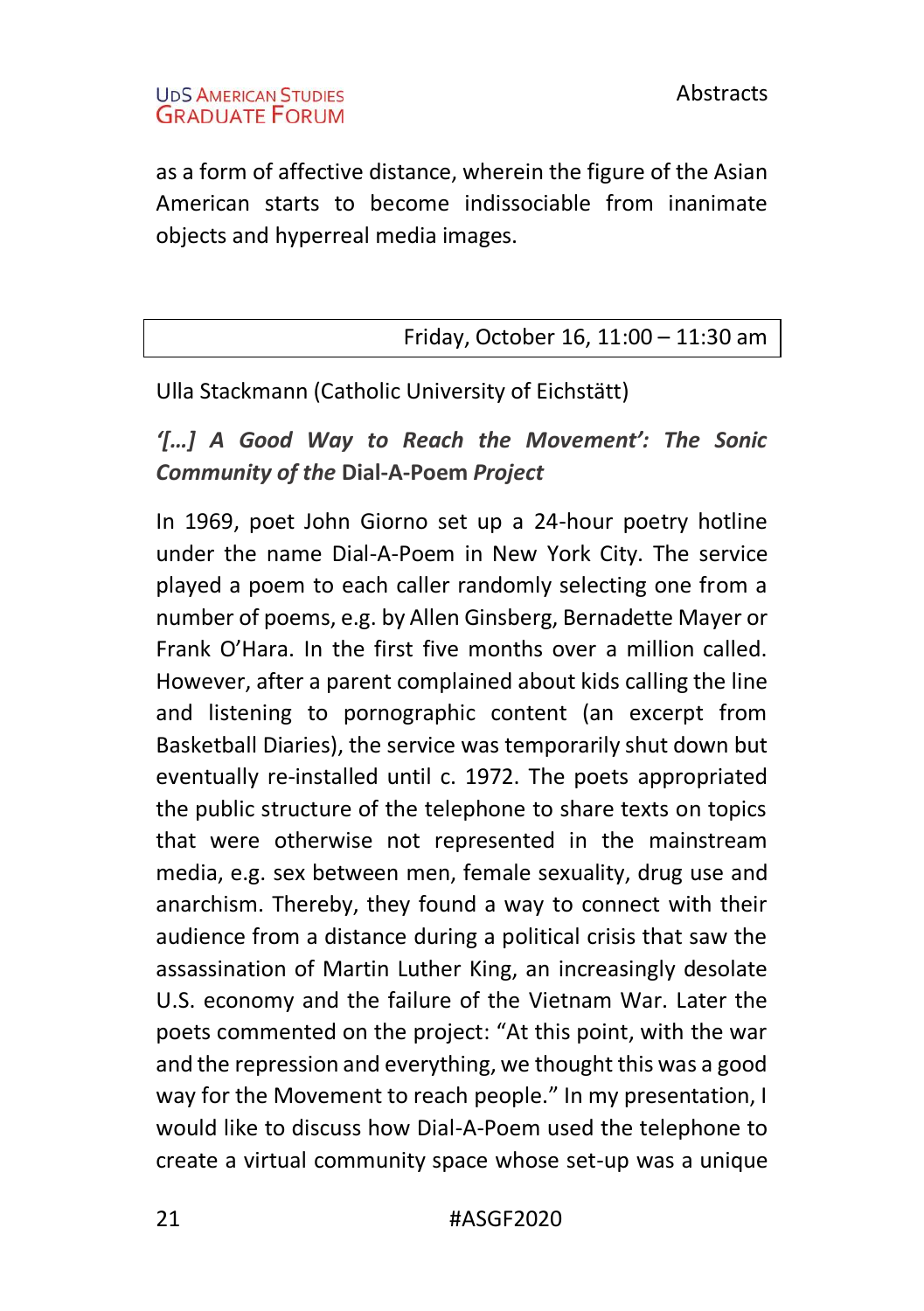as a form of affective distance, wherein the figure of the Asian American starts to become indissociable from inanimate objects and hyperreal media images.

| Friday, October 16, 11:00 – 11:30 am |
| --- |

Ulla Stackmann (Catholic University of Eichstätt)

***'[…] A Good Way to Reach the Movement': The Sonic Community of the* Dial-A-Poem *Project***

In 1969, poet John Giorno set up a 24-hour poetry hotline under the name Dial-A-Poem in New York City. The service played a poem to each caller randomly selecting one from a number of poems, e.g. by Allen Ginsberg, Bernadette Mayer or Frank O'Hara. In the first five months over a million called. However, after a parent complained about kids calling the line and listening to pornographic content (an excerpt from Basketball Diaries), the service was temporarily shut down but eventually re-installed until c. 1972. The poets appropriated the public structure of the telephone to share texts on topics that were otherwise not represented in the mainstream media, e.g. sex between men, female sexuality, drug use and anarchism. Thereby, they found a way to connect with their audience from a distance during a political crisis that saw the assassination of Martin Luther King, an increasingly desolate U.S. economy and the failure of the Vietnam War. Later the poets commented on the project: "At this point, with the war and the repression and everything, we thought this was a good way for the Movement to reach people." In my presentation, I would like to discuss how Dial-A-Poem used the telephone to create a virtual community space whose set-up was a unique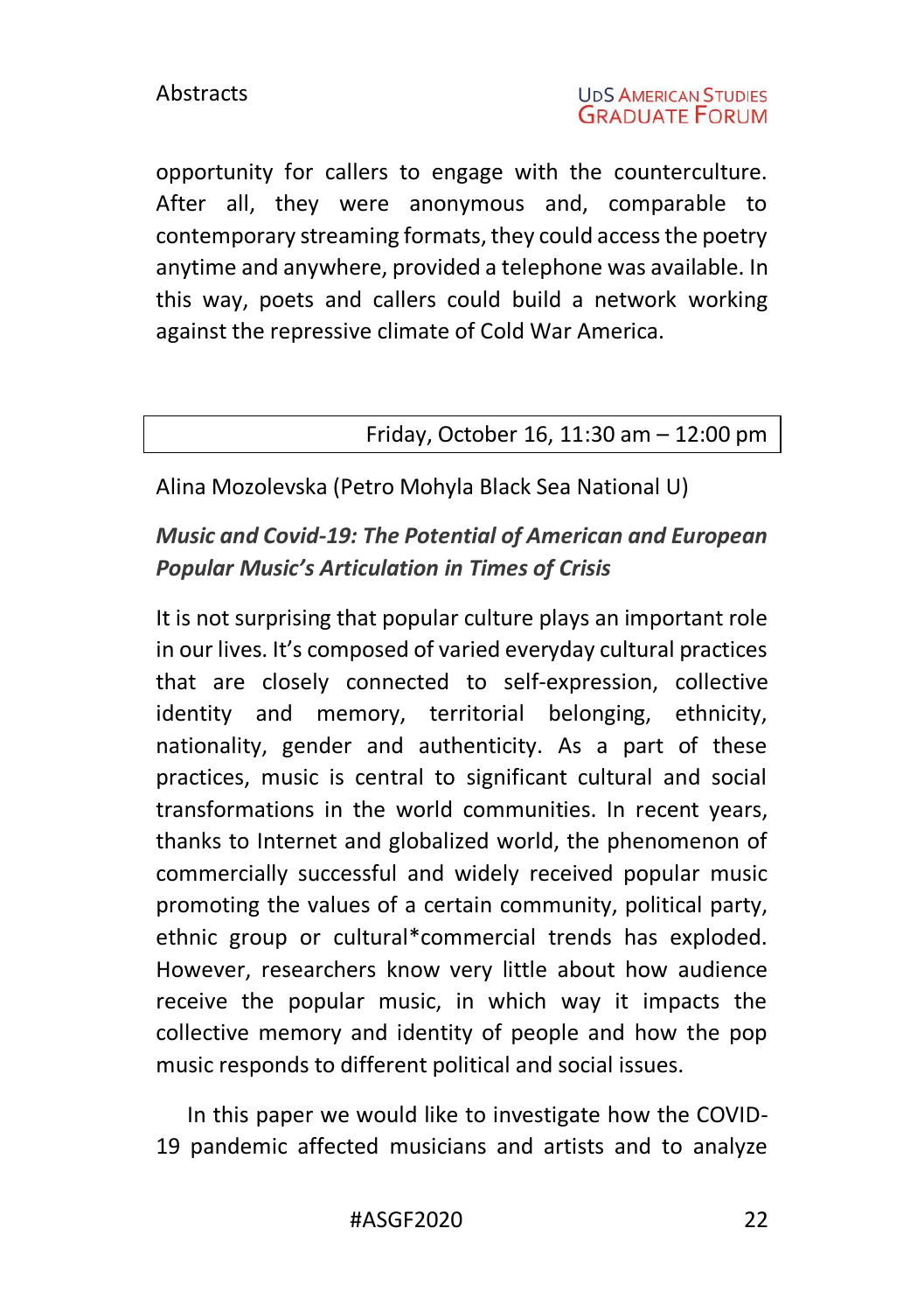opportunity for callers to engage with the counterculture. After all, they were anonymous and, comparable to contemporary streaming formats, they could access the poetry anytime and anywhere, provided a telephone was available. In this way, poets and callers could build a network working against the repressive climate of Cold War America.

Friday, October 16, 11:30 am – 12:00 pm

Alina Mozolevska (Petro Mohyla Black Sea National U)

***Music and Covid-19: The Potential of American and European Popular Music's Articulation in Times of Crisis***

It is not surprising that popular culture plays an important role in our lives. It's composed of varied everyday cultural practices that are closely connected to self-expression, collective identity and memory, territorial belonging, ethnicity, nationality, gender and authenticity. As a part of these practices, music is central to significant cultural and social transformations in the world communities. In recent years, thanks to Internet and globalized world, the phenomenon of commercially successful and widely received popular music promoting the values of a certain community, political party, ethnic group or cultural*commercial trends has exploded. However, researchers know very little about how audience receive the popular music, in which way it impacts the collective memory and identity of people and how the pop music responds to different political and social issues.

In this paper we would like to investigate how the COVID-19 pandemic affected musicians and artists and to analyze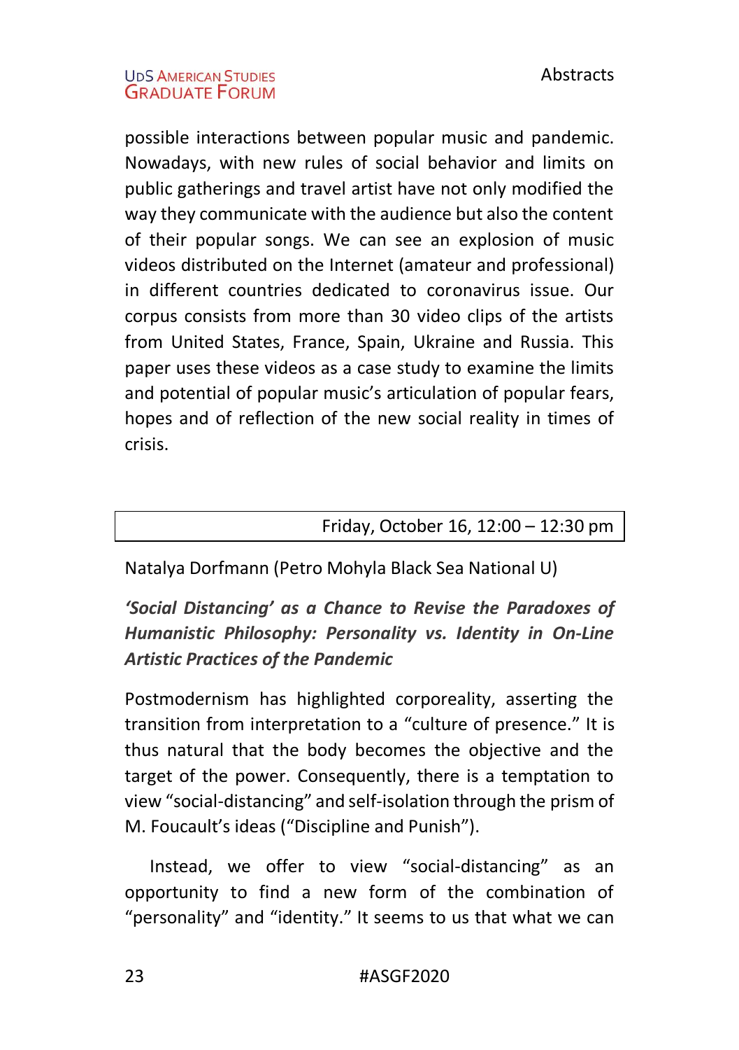possible interactions between popular music and pandemic. Nowadays, with new rules of social behavior and limits on public gatherings and travel artist have not only modified the way they communicate with the audience but also the content of their popular songs. We can see an explosion of music videos distributed on the Internet (amateur and professional) in different countries dedicated to coronavirus issue. Our corpus consists from more than 30 video clips of the artists from United States, France, Spain, Ukraine and Russia. This paper uses these videos as a case study to examine the limits and potential of popular music's articulation of popular fears, hopes and of reflection of the new social reality in times of crisis.

Friday, October 16, 12:00 – 12:30 pm

Natalya Dorfmann (Petro Mohyla Black Sea National U)

***'Social Distancing' as a Chance to Revise the Paradoxes of Humanistic Philosophy: Personality vs. Identity in On-Line Artistic Practices of the Pandemic***

Postmodernism has highlighted corporeality, asserting the transition from interpretation to a "culture of presence." It is thus natural that the body becomes the objective and the target of the power. Consequently, there is a temptation to view "social-distancing" and self-isolation through the prism of M. Foucault's ideas ("Discipline and Punish").

Instead, we offer to view "social-distancing" as an opportunity to find a new form of the combination of "personality" and "identity." It seems to us that what we can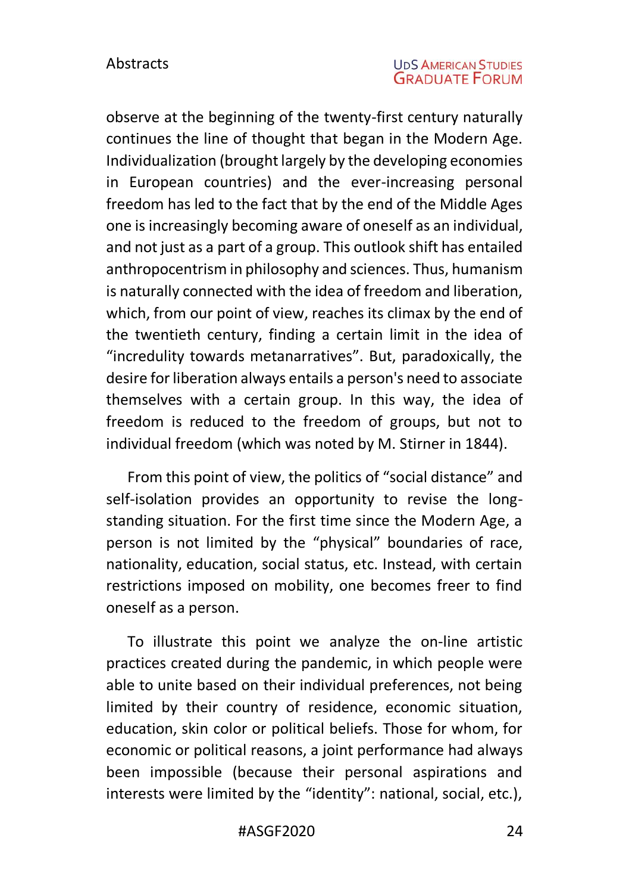observe at the beginning of the twenty-first century naturally continues the line of thought that began in the Modern Age. Individualization (brought largely by the developing economies in European countries) and the ever-increasing personal freedom has led to the fact that by the end of the Middle Ages one is increasingly becoming aware of oneself as an individual, and not just as a part of a group. This outlook shift has entailed anthropocentrism in philosophy and sciences. Thus, humanism is naturally connected with the idea of freedom and liberation, which, from our point of view, reaches its climax by the end of the twentieth century, finding a certain limit in the idea of "incredulity towards metanarratives". But, paradoxically, the desire for liberation always entails a person's need to associate themselves with a certain group. In this way, the idea of freedom is reduced to the freedom of groups, but not to individual freedom (which was noted by M. Stirner in 1844).

From this point of view, the politics of "social distance" and self-isolation provides an opportunity to revise the long-standing situation. For the first time since the Modern Age, a person is not limited by the "physical" boundaries of race, nationality, education, social status, etc. Instead, with certain restrictions imposed on mobility, one becomes freer to find oneself as a person.

To illustrate this point we analyze the on-line artistic practices created during the pandemic, in which people were able to unite based on their individual preferences, not being limited by their country of residence, economic situation, education, skin color or political beliefs. Those for whom, for economic or political reasons, a joint performance had always been impossible (because their personal aspirations and interests were limited by the "identity": national, social, etc.),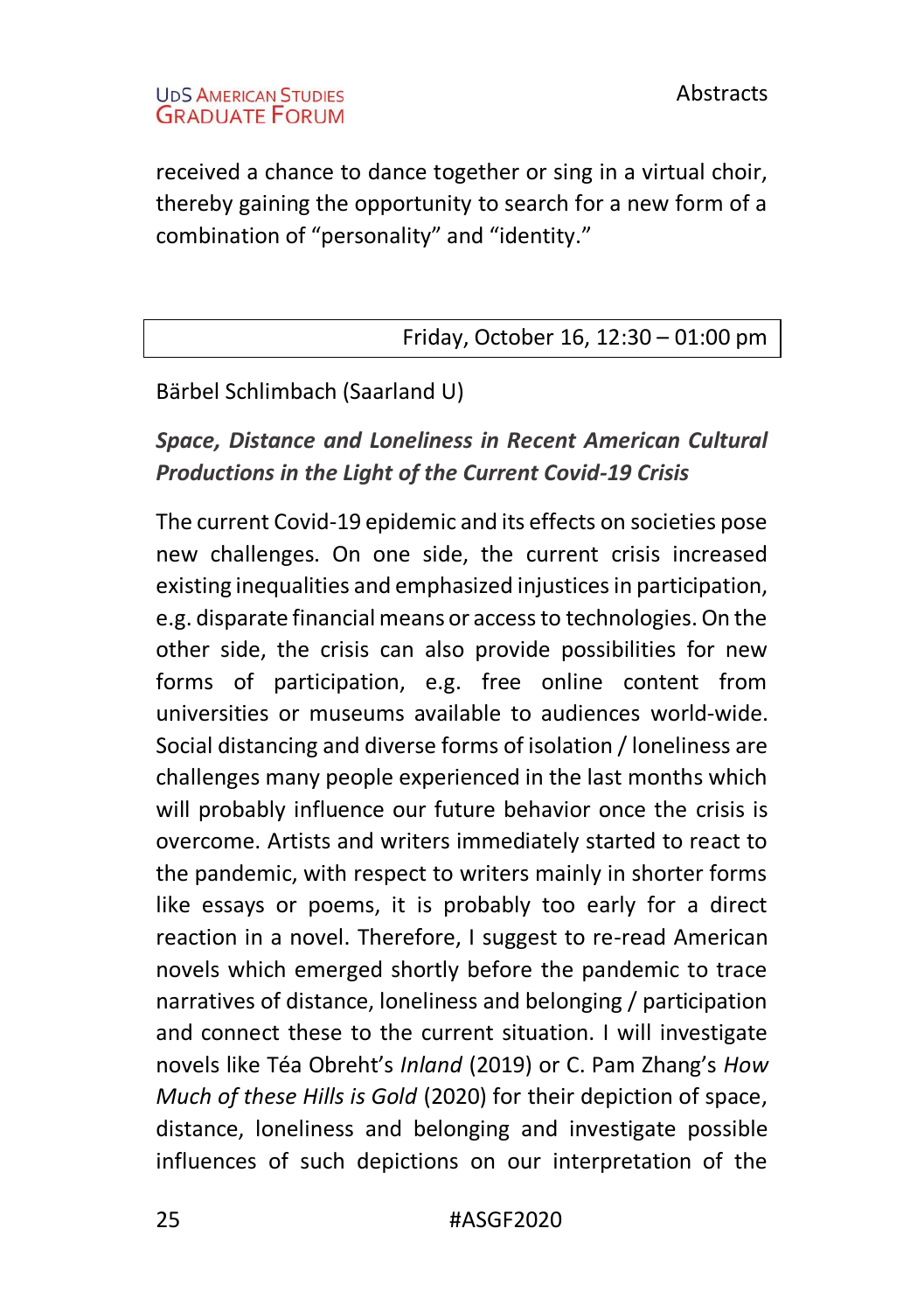received a chance to dance together or sing in a virtual choir, thereby gaining the opportunity to search for a new form of a combination of “personality” and “identity.”

| Friday, October 16, 12:30 – 01:00 pm |
| --- |

Bärbel Schlimbach (Saarland U)

***Space, Distance and Loneliness in Recent American Cultural Productions in the Light of the Current Covid-19 Crisis***

The current Covid-19 epidemic and its effects on societies pose new challenges. On one side, the current crisis increased existing inequalities and emphasized injustices in participation, e.g. disparate financial means or access to technologies. On the other side, the crisis can also provide possibilities for new forms of participation, e.g. free online content from universities or museums available to audiences world-wide. Social distancing and diverse forms of isolation / loneliness are challenges many people experienced in the last months which will probably influence our future behavior once the crisis is overcome. Artists and writers immediately started to react to the pandemic, with respect to writers mainly in shorter forms like essays or poems, it is probably too early for a direct reaction in a novel. Therefore, I suggest to re-read American novels which emerged shortly before the pandemic to trace narratives of distance, loneliness and belonging / participation and connect these to the current situation. I will investigate novels like Téa Obreht’s *Inland* (2019) or C. Pam Zhang’s *How Much of these Hills is Gold* (2020) for their depiction of space, distance, loneliness and belonging and investigate possible influences of such depictions on our interpretation of the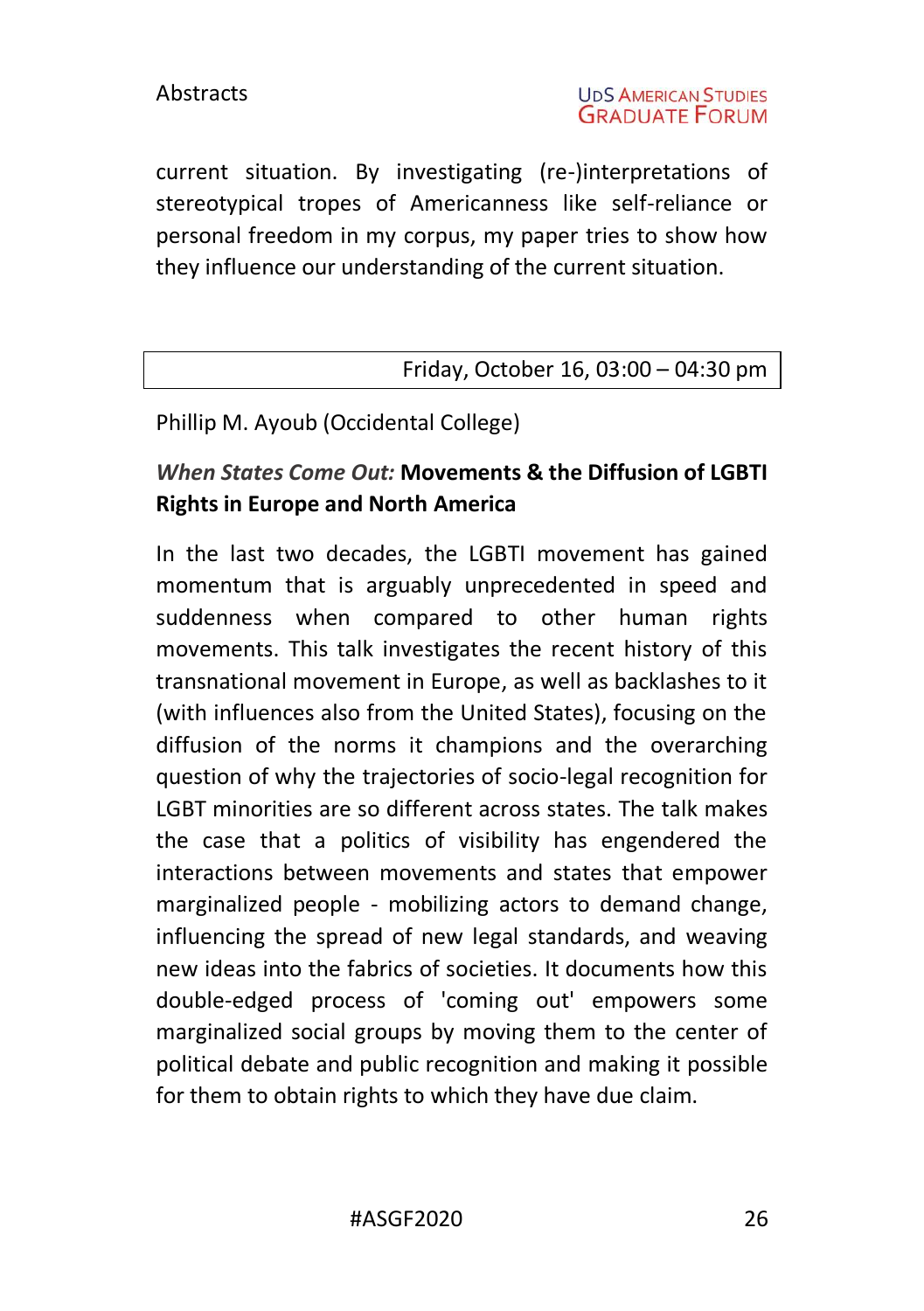current situation. By investigating (re-)interpretations of stereotypical tropes of Americanness like self-reliance or personal freedom in my corpus, my paper tries to show how they influence our understanding of the current situation.

| Friday, October 16, 03:00 – 04:30 pm |
|---:|

Phillip M. Ayoub (Occidental College)

***When States Come Out:* Movements & the Diffusion of LGBTI Rights in Europe and North America**

In the last two decades, the LGBTI movement has gained momentum that is arguably unprecedented in speed and suddenness when compared to other human rights movements. This talk investigates the recent history of this transnational movement in Europe, as well as backlashes to it (with influences also from the United States), focusing on the diffusion of the norms it champions and the overarching question of why the trajectories of socio-legal recognition for LGBT minorities are so different across states. The talk makes the case that a politics of visibility has engendered the interactions between movements and states that empower marginalized people - mobilizing actors to demand change, influencing the spread of new legal standards, and weaving new ideas into the fabrics of societies. It documents how this double-edged process of 'coming out' empowers some marginalized social groups by moving them to the center of political debate and public recognition and making it possible for them to obtain rights to which they have due claim.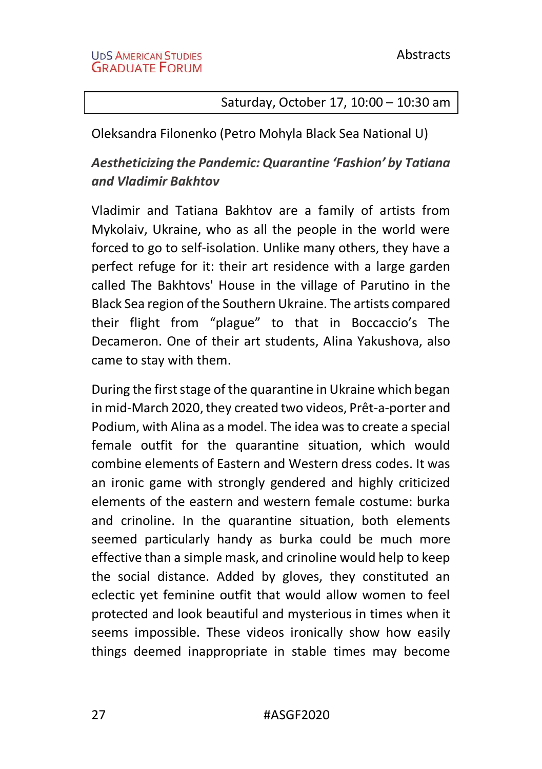Saturday, October 17, 10:00 – 10:30 am

Oleksandra Filonenko (Petro Mohyla Black Sea National U)

***Aestheticizing the Pandemic: Quarantine 'Fashion' by Tatiana and Vladimir Bakhtov***

Vladimir and Tatiana Bakhtov are a family of artists from Mykolaiv, Ukraine, who as all the people in the world were forced to go to self-isolation. Unlike many others, they have a perfect refuge for it: their art residence with a large garden called The Bakhtovs' House in the village of Parutino in the Black Sea region of the Southern Ukraine. The artists compared their flight from "plague" to that in Boccaccio's The Decameron. One of their art students, Alina Yakushova, also came to stay with them.

During the first stage of the quarantine in Ukraine which began in mid-March 2020, they created two videos, Prêt-a-porter and Podium, with Alina as a model. The idea was to create a special female outfit for the quarantine situation, which would combine elements of Eastern and Western dress codes. It was an ironic game with strongly gendered and highly criticized elements of the eastern and western female costume: burka and crinoline. In the quarantine situation, both elements seemed particularly handy as burka could be much more effective than a simple mask, and crinoline would help to keep the social distance. Added by gloves, they constituted an eclectic yet feminine outfit that would allow women to feel protected and look beautiful and mysterious in times when it seems impossible. These videos ironically show how easily things deemed inappropriate in stable times may become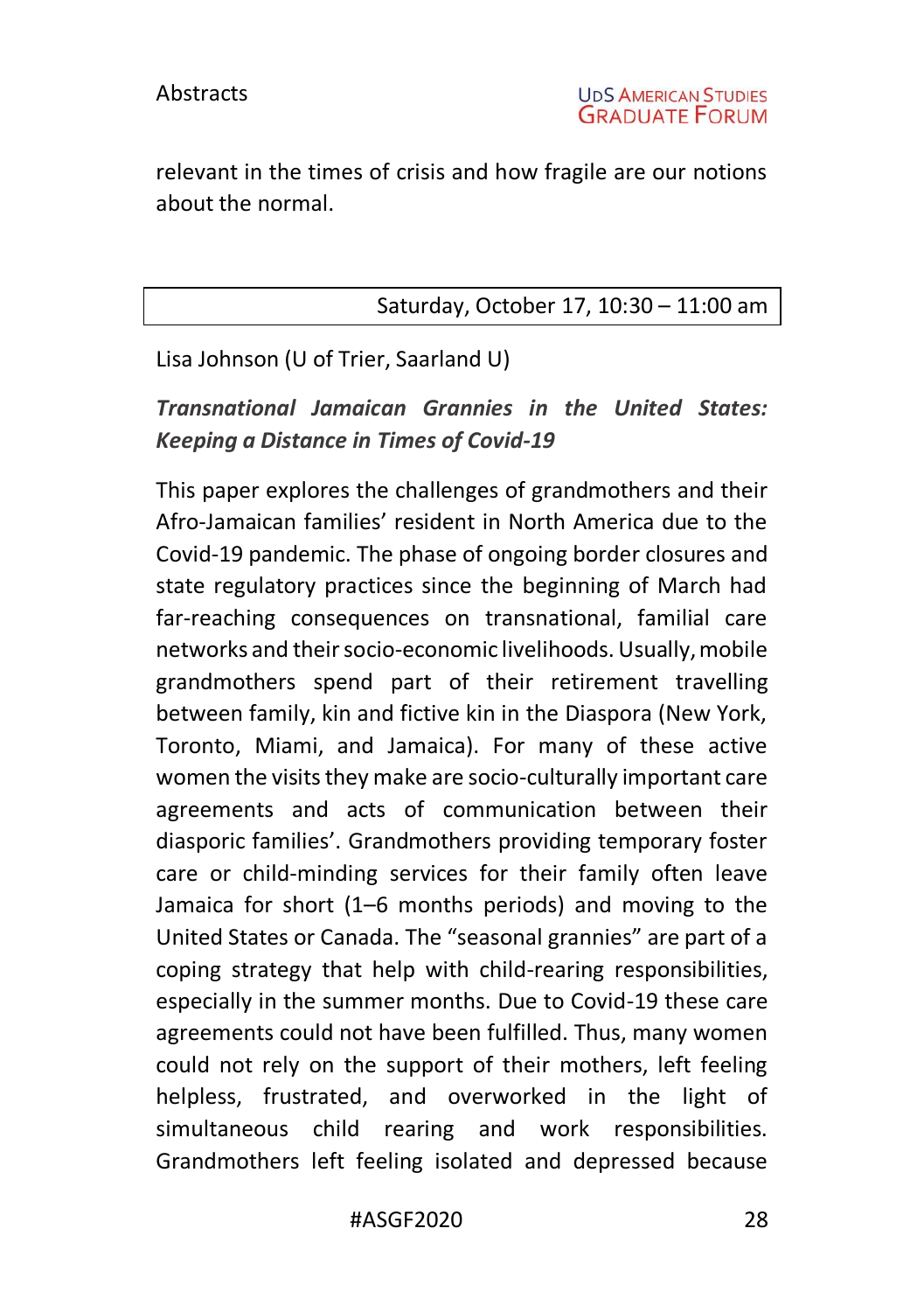relevant in the times of crisis and how fragile are our notions about the normal.

Saturday, October 17, 10:30 – 11:00 am

Lisa Johnson (U of Trier, Saarland U)

***Transnational Jamaican Grannies in the United States: Keeping a Distance in Times of Covid-19***

This paper explores the challenges of grandmothers and their Afro-Jamaican families' resident in North America due to the Covid-19 pandemic. The phase of ongoing border closures and state regulatory practices since the beginning of March had far-reaching consequences on transnational, familial care networks and their socio-economic livelihoods. Usually, mobile grandmothers spend part of their retirement travelling between family, kin and fictive kin in the Diaspora (New York, Toronto, Miami, and Jamaica). For many of these active women the visits they make are socio-culturally important care agreements and acts of communication between their diasporic families'. Grandmothers providing temporary foster care or child-minding services for their family often leave Jamaica for short (1–6 months periods) and moving to the United States or Canada. The "seasonal grannies" are part of a coping strategy that help with child-rearing responsibilities, especially in the summer months. Due to Covid-19 these care agreements could not have been fulfilled. Thus, many women could not rely on the support of their mothers, left feeling helpless, frustrated, and overworked in the light of simultaneous child rearing and work responsibilities. Grandmothers left feeling isolated and depressed because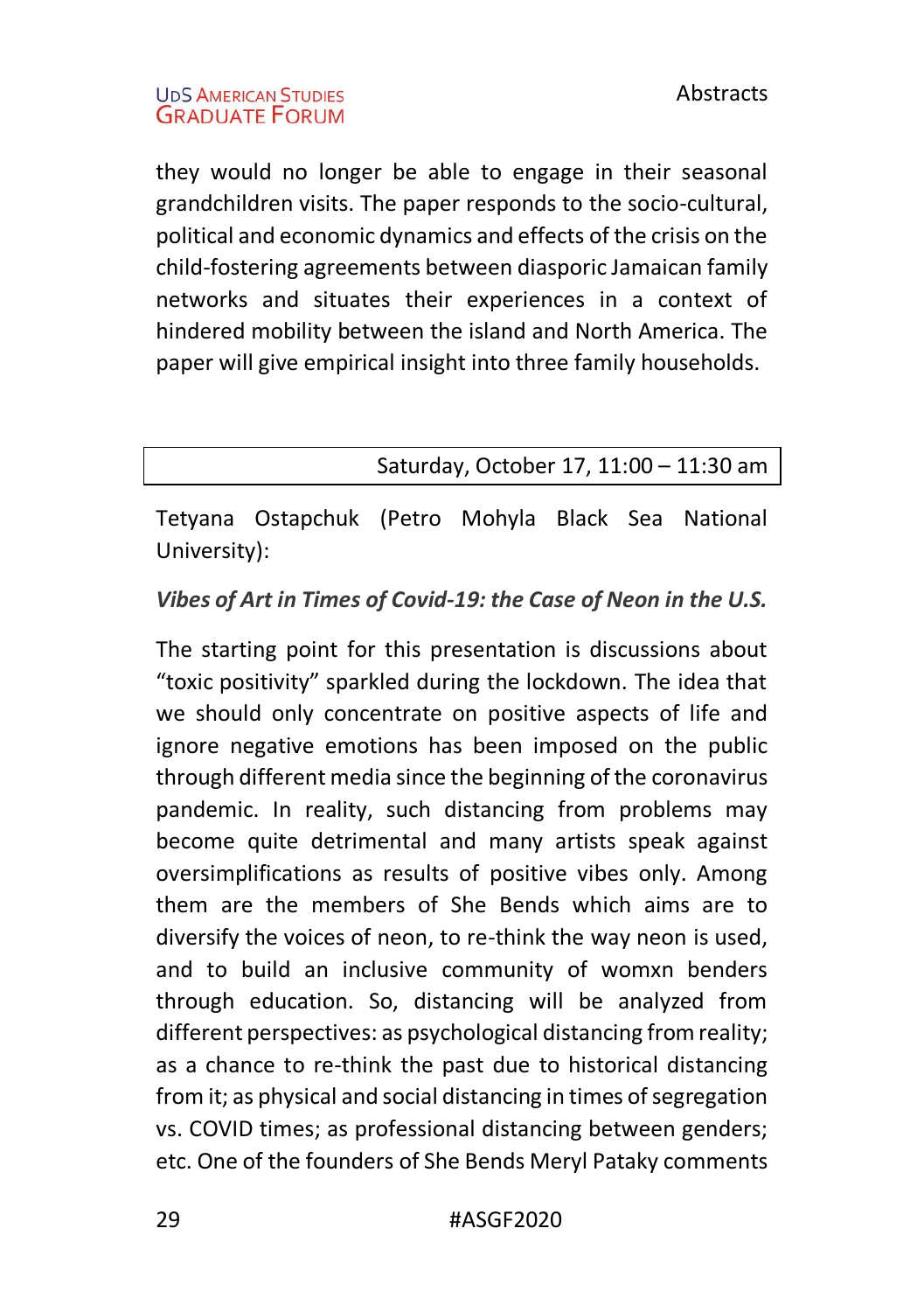they would no longer be able to engage in their seasonal grandchildren visits. The paper responds to the socio-cultural, political and economic dynamics and effects of the crisis on the child-fostering agreements between diasporic Jamaican family networks and situates their experiences in a context of hindered mobility between the island and North America. The paper will give empirical insight into three family households.

Saturday, October 17, 11:00 – 11:30 am

Tetyana Ostapchuk (Petro Mohyla Black Sea National University):

***Vibes of Art in Times of Covid-19: the Case of Neon in the U.S.***

The starting point for this presentation is discussions about "toxic positivity" sparkled during the lockdown. The idea that we should only concentrate on positive aspects of life and ignore negative emotions has been imposed on the public through different media since the beginning of the coronavirus pandemic. In reality, such distancing from problems may become quite detrimental and many artists speak against oversimplifications as results of positive vibes only. Among them are the members of She Bends which aims are to diversify the voices of neon, to re-think the way neon is used, and to build an inclusive community of womxn benders through education. So, distancing will be analyzed from different perspectives: as psychological distancing from reality; as a chance to re-think the past due to historical distancing from it; as physical and social distancing in times of segregation vs. COVID times; as professional distancing between genders; etc. One of the founders of She Bends Meryl Pataky comments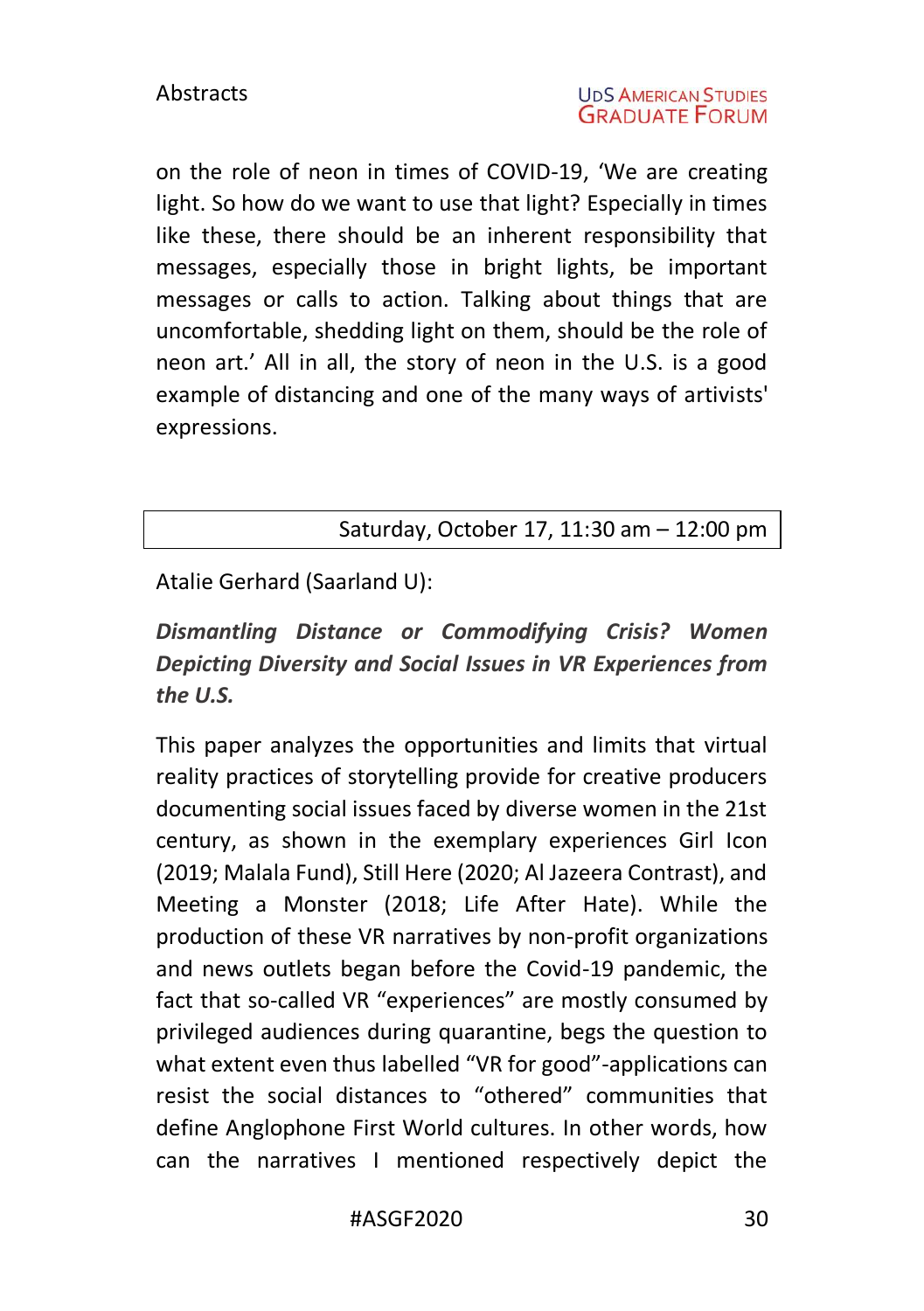on the role of neon in times of COVID-19, 'We are creating light. So how do we want to use that light? Especially in times like these, there should be an inherent responsibility that messages, especially those in bright lights, be important messages or calls to action. Talking about things that are uncomfortable, shedding light on them, should be the role of neon art.' All in all, the story of neon in the U.S. is a good example of distancing and one of the many ways of artivists' expressions.

| Saturday, October 17, 11:30 am – 12:00 pm |
| --- |

Atalie Gerhard (Saarland U):

***Dismantling Distance or Commodifying Crisis? Women Depicting Diversity and Social Issues in VR Experiences from the U.S.***

This paper analyzes the opportunities and limits that virtual reality practices of storytelling provide for creative producers documenting social issues faced by diverse women in the 21st century, as shown in the exemplary experiences Girl Icon (2019; Malala Fund), Still Here (2020; Al Jazeera Contrast), and Meeting a Monster (2018; Life After Hate). While the production of these VR narratives by non-profit organizations and news outlets began before the Covid-19 pandemic, the fact that so-called VR "experiences" are mostly consumed by privileged audiences during quarantine, begs the question to what extent even thus labelled "VR for good"-applications can resist the social distances to "othered" communities that define Anglophone First World cultures. In other words, how can the narratives I mentioned respectively depict the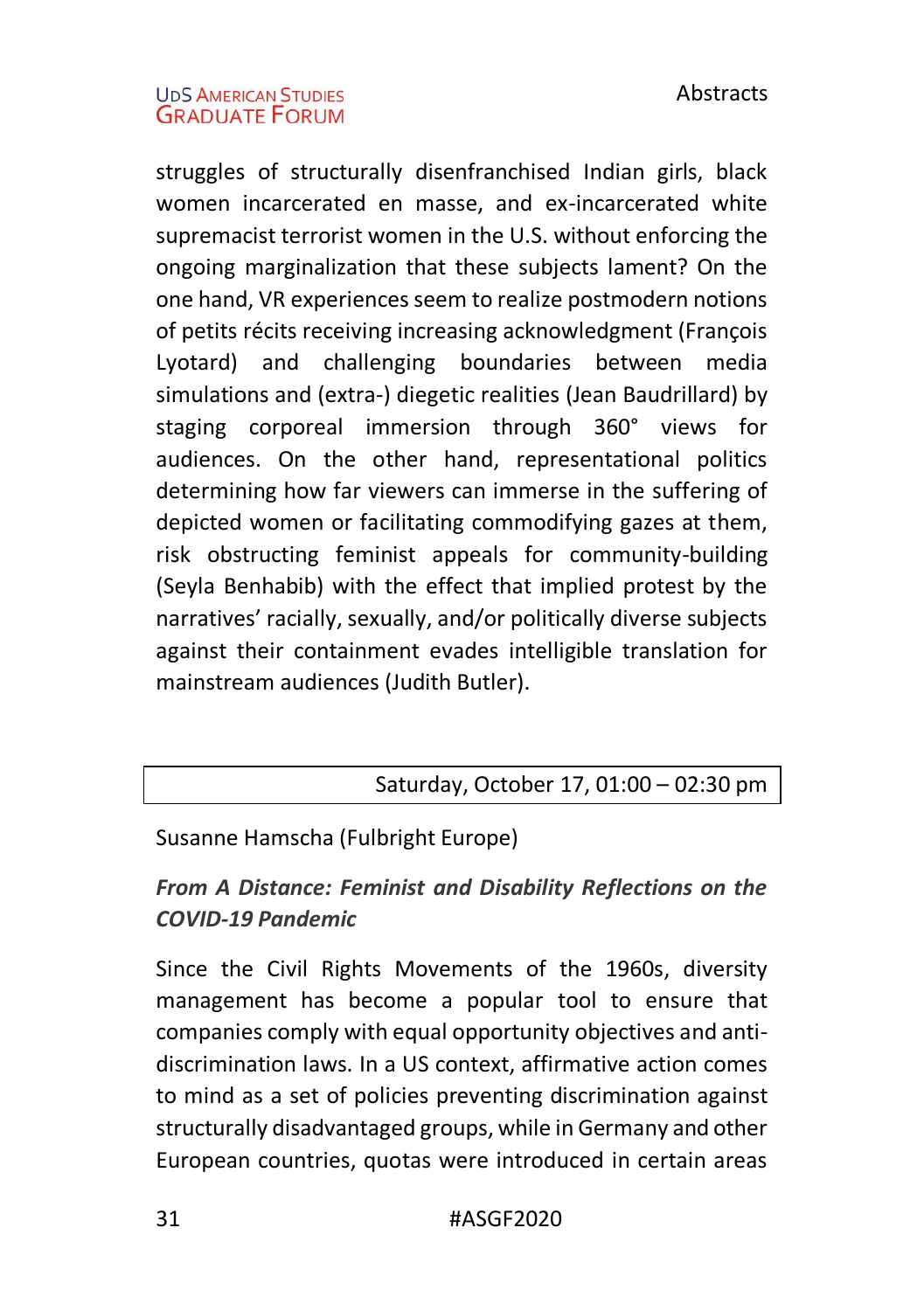struggles of structurally disenfranchised Indian girls, black women incarcerated en masse, and ex-incarcerated white supremacist terrorist women in the U.S. without enforcing the ongoing marginalization that these subjects lament? On the one hand, VR experiences seem to realize postmodern notions of petits récits receiving increasing acknowledgment (François Lyotard) and challenging boundaries between media simulations and (extra-) diegetic realities (Jean Baudrillard) by staging corporeal immersion through 360° views for audiences. On the other hand, representational politics determining how far viewers can immerse in the suffering of depicted women or facilitating commodifying gazes at them, risk obstructing feminist appeals for community-building (Seyla Benhabib) with the effect that implied protest by the narratives' racially, sexually, and/or politically diverse subjects against their containment evades intelligible translation for mainstream audiences (Judith Butler).

Saturday, October 17, 01:00 – 02:30 pm

Susanne Hamscha (Fulbright Europe)

***From A Distance: Feminist and Disability Reflections on the COVID-19 Pandemic***

Since the Civil Rights Movements of the 1960s, diversity management has become a popular tool to ensure that companies comply with equal opportunity objectives and anti-discrimination laws. In a US context, affirmative action comes to mind as a set of policies preventing discrimination against structurally disadvantaged groups, while in Germany and other European countries, quotas were introduced in certain areas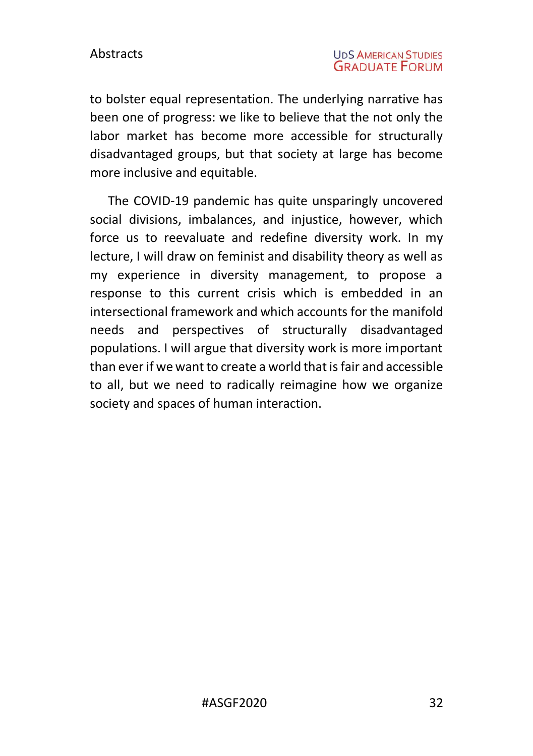to bolster equal representation. The underlying narrative has been one of progress: we like to believe that the not only the labor market has become more accessible for structurally disadvantaged groups, but that society at large has become more inclusive and equitable.

The COVID-19 pandemic has quite unsparingly uncovered social divisions, imbalances, and injustice, however, which force us to reevaluate and redefine diversity work. In my lecture, I will draw on feminist and disability theory as well as my experience in diversity management, to propose a response to this current crisis which is embedded in an intersectional framework and which accounts for the manifold needs and perspectives of structurally disadvantaged populations. I will argue that diversity work is more important than ever if we want to create a world that is fair and accessible to all, but we need to radically reimagine how we organize society and spaces of human interaction.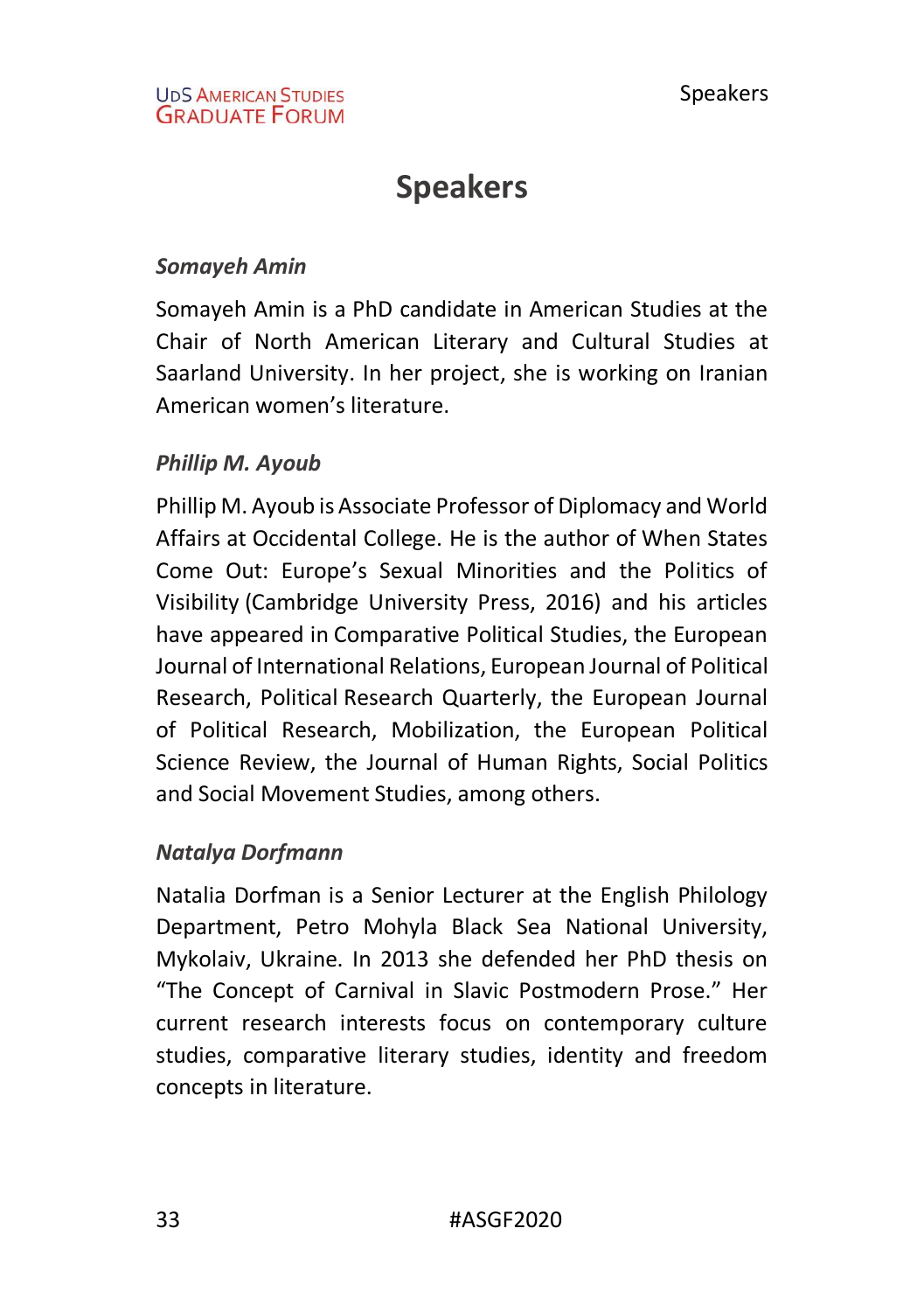# Speakers

### *Somayeh Amin*

Somayeh Amin is a PhD candidate in American Studies at the Chair of North American Literary and Cultural Studies at Saarland University. In her project, she is working on Iranian American women's literature.

### *Phillip M. Ayoub*

Phillip M. Ayoub is Associate Professor of Diplomacy and World Affairs at Occidental College. He is the author of When States Come Out: Europe's Sexual Minorities and the Politics of Visibility (Cambridge University Press, 2016) and his articles have appeared in Comparative Political Studies, the European Journal of International Relations, European Journal of Political Research, Political Research Quarterly, the European Journal of Political Research, Mobilization, the European Political Science Review, the Journal of Human Rights, Social Politics and Social Movement Studies, among others.

### *Natalya Dorfmann*

Natalia Dorfman is a Senior Lecturer at the English Philology Department, Petro Mohyla Black Sea National University, Mykolaiv, Ukraine. In 2013 she defended her PhD thesis on "The Concept of Carnival in Slavic Postmodern Prose." Her current research interests focus on contemporary culture studies, comparative literary studies, identity and freedom concepts in literature.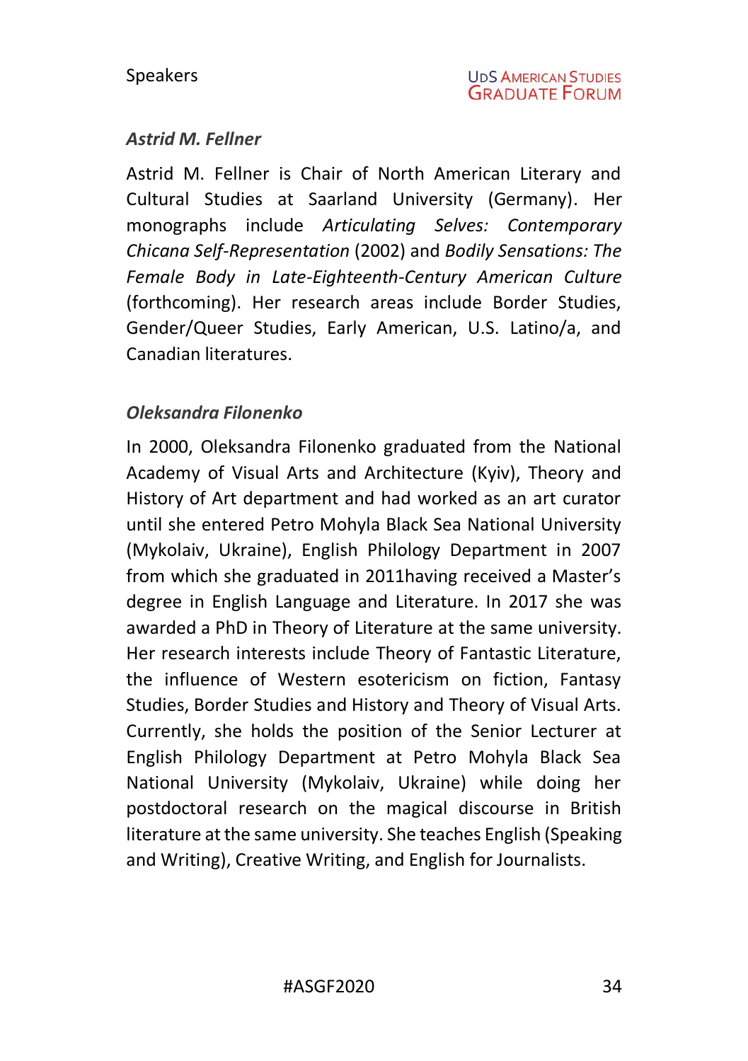### *Astrid M. Fellner*

Astrid M. Fellner is Chair of North American Literary and Cultural Studies at Saarland University (Germany). Her monographs include *Articulating Selves: Contemporary Chicana Self-Representation* (2002) and *Bodily Sensations: The Female Body in Late-Eighteenth-Century American Culture* (forthcoming). Her research areas include Border Studies, Gender/Queer Studies, Early American, U.S. Latino/a, and Canadian literatures.

### *Oleksandra Filonenko*

In 2000, Oleksandra Filonenko graduated from the National Academy of Visual Arts and Architecture (Kyiv), Theory and History of Art department and had worked as an art curator until she entered Petro Mohyla Black Sea National University (Mykolaiv, Ukraine), English Philology Department in 2007 from which she graduated in 2011having received a Master's degree in English Language and Literature. In 2017 she was awarded a PhD in Theory of Literature at the same university. Her research interests include Theory of Fantastic Literature, the influence of Western esotericism on fiction, Fantasy Studies, Border Studies and History and Theory of Visual Arts. Currently, she holds the position of the Senior Lecturer at English Philology Department at Petro Mohyla Black Sea National University (Mykolaiv, Ukraine) while doing her postdoctoral research on the magical discourse in British literature at the same university. She teaches English (Speaking and Writing), Creative Writing, and English for Journalists.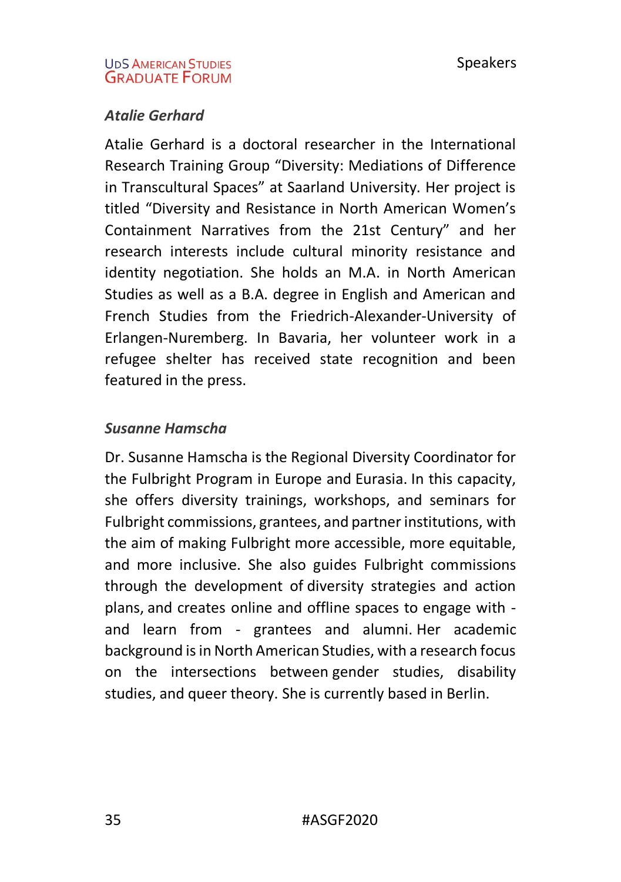### *Atalie Gerhard*

Atalie Gerhard is a doctoral researcher in the International Research Training Group "Diversity: Mediations of Difference in Transcultural Spaces" at Saarland University. Her project is titled "Diversity and Resistance in North American Women's Containment Narratives from the 21st Century" and her research interests include cultural minority resistance and identity negotiation. She holds an M.A. in North American Studies as well as a B.A. degree in English and American and French Studies from the Friedrich-Alexander-University of Erlangen-Nuremberg. In Bavaria, her volunteer work in a refugee shelter has received state recognition and been featured in the press.

### *Susanne Hamscha*

Dr. Susanne Hamscha is the Regional Diversity Coordinator for the Fulbright Program in Europe and Eurasia. In this capacity, she offers diversity trainings, workshops, and seminars for Fulbright commissions, grantees, and partner institutions, with the aim of making Fulbright more accessible, more equitable, and more inclusive. She also guides Fulbright commissions through the development of diversity strategies and action plans, and creates online and offline spaces to engage with - and learn from - grantees and alumni. Her academic background is in North American Studies, with a research focus on the intersections between gender studies, disability studies, and queer theory. She is currently based in Berlin.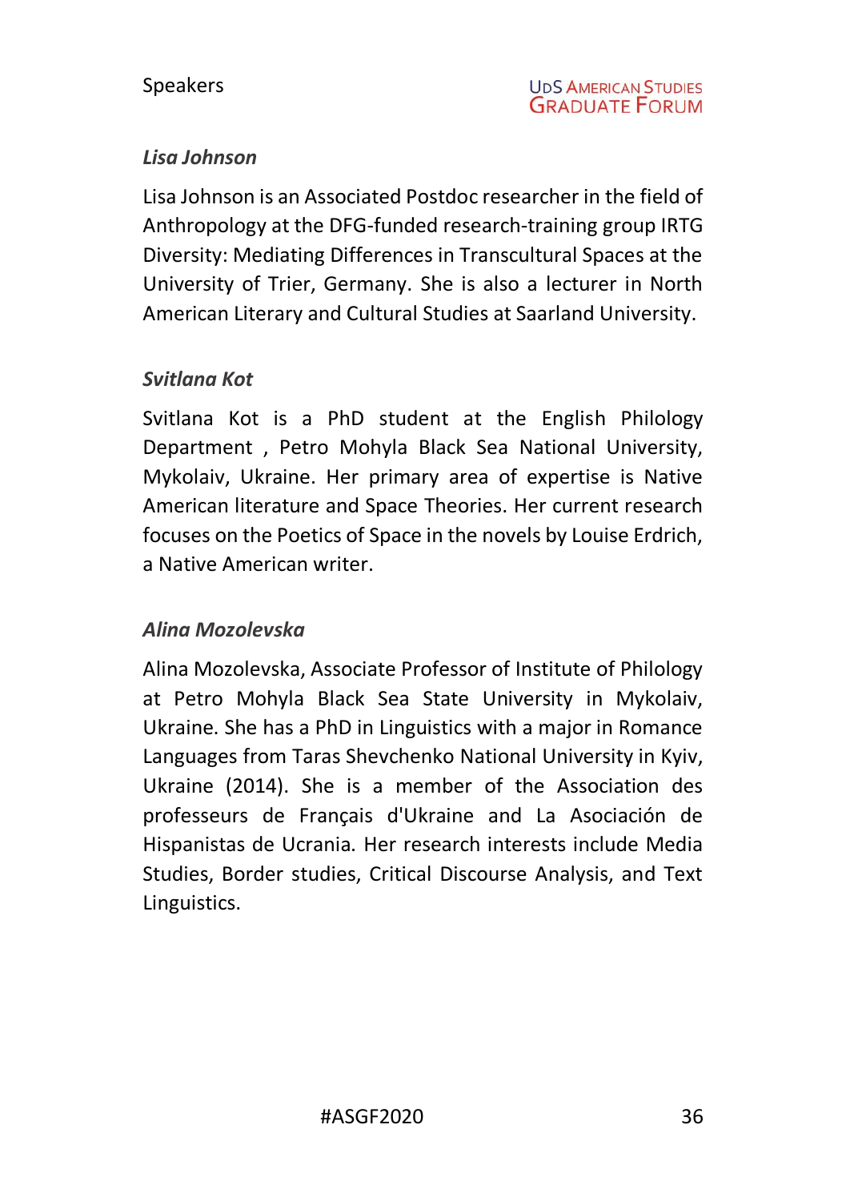### *Lisa Johnson*

Lisa Johnson is an Associated Postdoc researcher in the field of Anthropology at the DFG-funded research-training group IRTG Diversity: Mediating Differences in Transcultural Spaces at the University of Trier, Germany. She is also a lecturer in North American Literary and Cultural Studies at Saarland University.

### *Svitlana Kot*

Svitlana Kot is a PhD student at the English Philology Department , Petro Mohyla Black Sea National University, Mykolaiv, Ukraine. Her primary area of expertise is Native American literature and Space Theories. Her current research focuses on the Poetics of Space in the novels by Louise Erdrich, a Native American writer.

### *Alina Mozolevska*

Alina Mozolevska, Associate Professor of Institute of Philology at Petro Mohyla Black Sea State University in Mykolaiv, Ukraine. She has a PhD in Linguistics with a major in Romance Languages from Taras Shevchenko National University in Kyiv, Ukraine (2014). She is a member of the Association des professeurs de Français d'Ukraine and La Asociación de Hispanistas de Ucrania. Her research interests include Media Studies, Border studies, Critical Discourse Analysis, and Text Linguistics.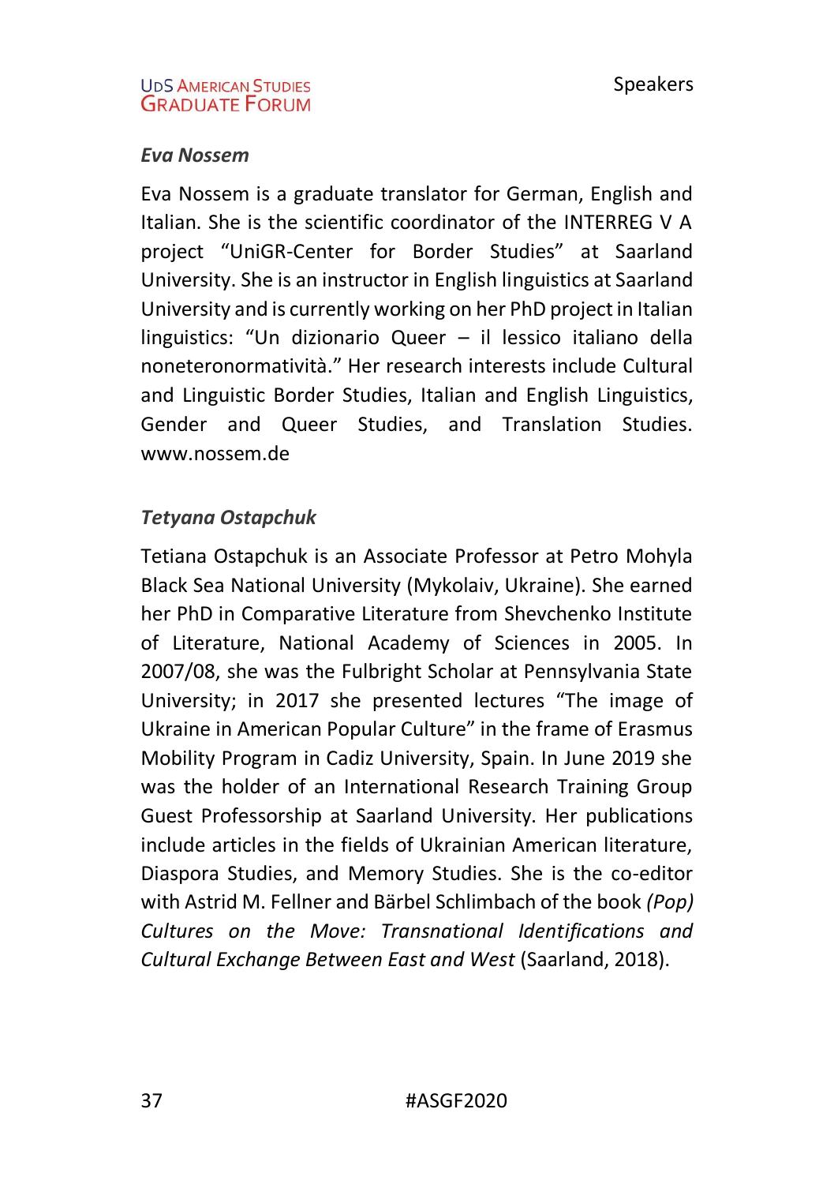### *Eva Nossem*

Eva Nossem is a graduate translator for German, English and Italian. She is the scientific coordinator of the INTERREG V A project "UniGR-Center for Border Studies" at Saarland University. She is an instructor in English linguistics at Saarland University and is currently working on her PhD project in Italian linguistics: "Un dizionario Queer – il lessico italiano della noneteronormatività." Her research interests include Cultural and Linguistic Border Studies, Italian and English Linguistics, Gender and Queer Studies, and Translation Studies. www.nossem.de

### *Tetyana Ostapchuk*

Tetiana Ostapchuk is an Associate Professor at Petro Mohyla Black Sea National University (Mykolaiv, Ukraine). She earned her PhD in Comparative Literature from Shevchenko Institute of Literature, National Academy of Sciences in 2005. In 2007/08, she was the Fulbright Scholar at Pennsylvania State University; in 2017 she presented lectures "The image of Ukraine in American Popular Culture" in the frame of Erasmus Mobility Program in Cadiz University, Spain. In June 2019 she was the holder of an International Research Training Group Guest Professorship at Saarland University. Her publications include articles in the fields of Ukrainian American literature, Diaspora Studies, and Memory Studies. She is the co-editor with Astrid M. Fellner and Bärbel Schlimbach of the book *(Pop) Cultures on the Move: Transnational Identifications and Cultural Exchange Between East and West* (Saarland, 2018).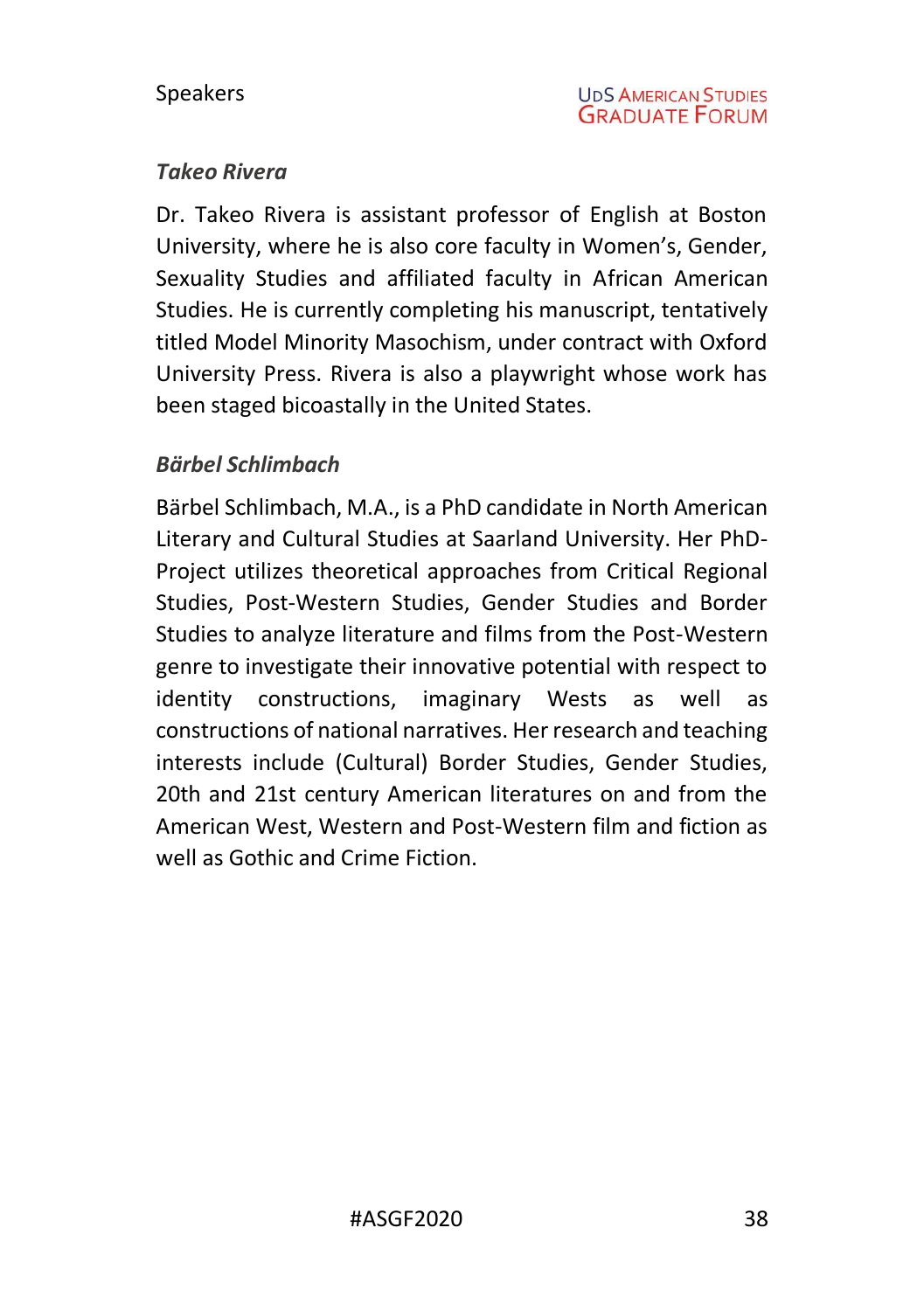### *Takeo Rivera*

Dr. Takeo Rivera is assistant professor of English at Boston University, where he is also core faculty in Women's, Gender, Sexuality Studies and affiliated faculty in African American Studies. He is currently completing his manuscript, tentatively titled Model Minority Masochism, under contract with Oxford University Press. Rivera is also a playwright whose work has been staged bicoastally in the United States.

### *Bärbel Schlimbach*

Bärbel Schlimbach, M.A., is a PhD candidate in North American Literary and Cultural Studies at Saarland University. Her PhD-Project utilizes theoretical approaches from Critical Regional Studies, Post-Western Studies, Gender Studies and Border Studies to analyze literature and films from the Post-Western genre to investigate their innovative potential with respect to identity constructions, imaginary Wests as well as constructions of national narratives. Her research and teaching interests include (Cultural) Border Studies, Gender Studies, 20th and 21st century American literatures on and from the American West, Western and Post-Western film and fiction as well as Gothic and Crime Fiction.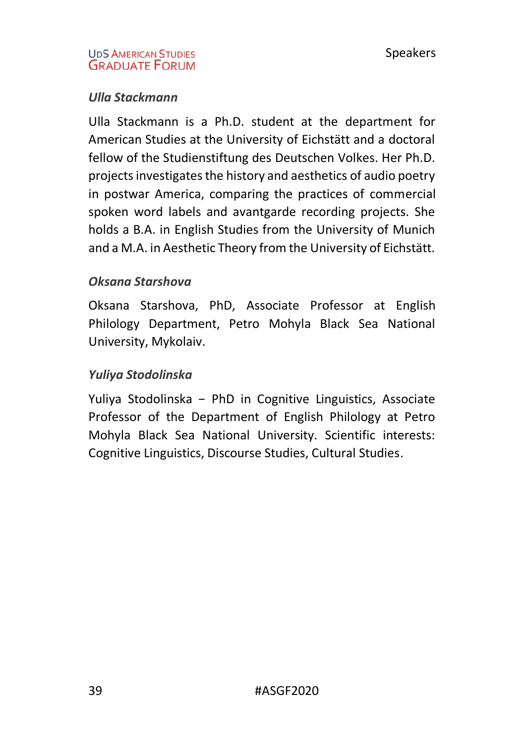### *Ulla Stackmann*

Ulla Stackmann is a Ph.D. student at the department for American Studies at the University of Eichstätt and a doctoral fellow of the Studienstiftung des Deutschen Volkes. Her Ph.D. projects investigates the history and aesthetics of audio poetry in postwar America, comparing the practices of commercial spoken word labels and avantgarde recording projects. She holds a B.A. in English Studies from the University of Munich and a M.A. in Aesthetic Theory from the University of Eichstätt.

### *Oksana Starshova*

Oksana Starshova, PhD, Associate Professor at English Philology Department, Petro Mohyla Black Sea National University, Mykolaiv.

### *Yuliya Stodolinska*

Yuliya Stodolinska − PhD in Cognitive Linguistics, Associate Professor of the Department of English Philology at Petro Mohyla Black Sea National University. Scientific interests: Cognitive Linguistics, Discourse Studies, Cultural Studies.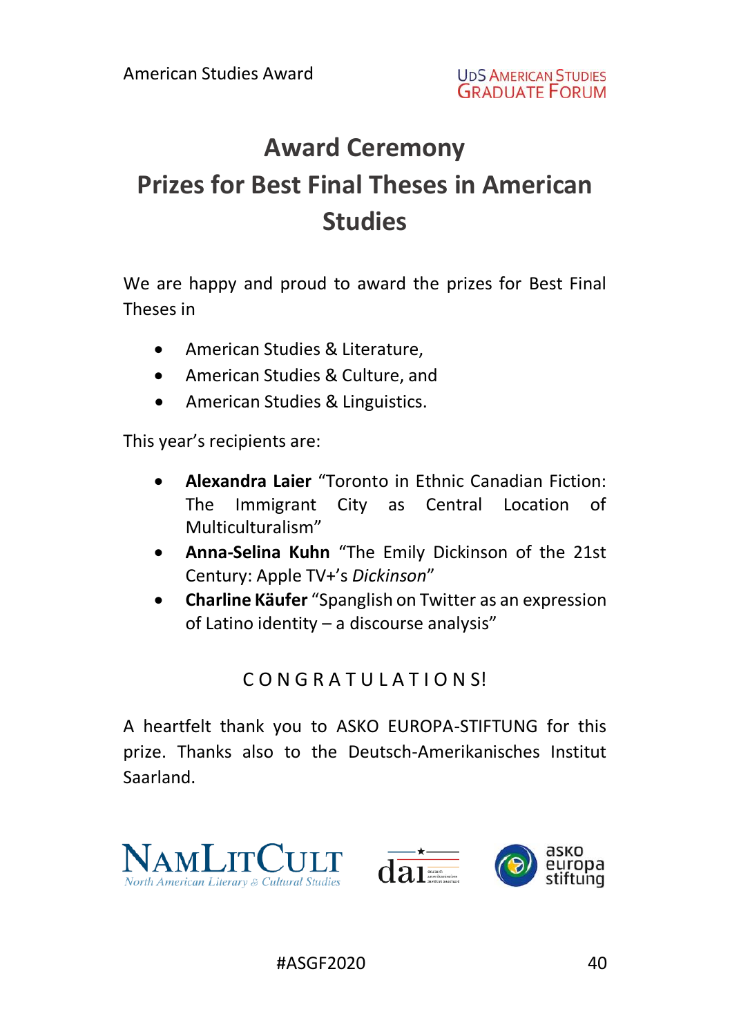# Award Ceremony

## Prizes for Best Final Theses in American Studies

We are happy and proud to award the prizes for Best Final Theses in

- American Studies & Literature,
- American Studies & Culture, and
- American Studies & Linguistics.

This year's recipients are:

- **Alexandra Laier** "Toronto in Ethnic Canadian Fiction: The Immigrant City as Central Location of Multiculturalism"
- **Anna-Selina Kuhn** "The Emily Dickinson of the 21st Century: Apple TV+'s *Dickinson*"
- **Charline Käufer** "Spanglish on Twitter as an expression of Latino identity – a discourse analysis"

C O N G R A T U L A T I O N S!

A heartfelt thank you to ASKO EUROPA-STIFTUNG for this prize. Thanks also to the Deutsch-Amerikanisches Institut Saarland.

NAMLITCULT North American Literary & Cultural Studies

dai deutsch amerikanisches institut saarland

asko europa stiftung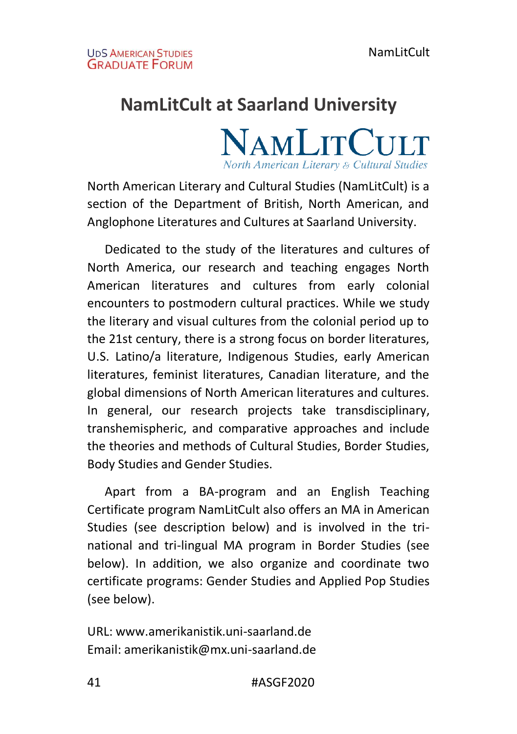# NamLitCult at Saarland University

NAMLITCULT
*North American Literary & Cultural Studies*

North American Literary and Cultural Studies (NamLitCult) is a section of the Department of British, North American, and Anglophone Literatures and Cultures at Saarland University.

Dedicated to the study of the literatures and cultures of North America, our research and teaching engages North American literatures and cultures from early colonial encounters to postmodern cultural practices. While we study the literary and visual cultures from the colonial period up to the 21st century, there is a strong focus on border literatures, U.S. Latino/a literature, Indigenous Studies, early American literatures, feminist literatures, Canadian literature, and the global dimensions of North American literatures and cultures. In general, our research projects take transdisciplinary, transhemispheric, and comparative approaches and include the theories and methods of Cultural Studies, Border Studies, Body Studies and Gender Studies.

Apart from a BA-program and an English Teaching Certificate program NamLitCult also offers an MA in American Studies (see description below) and is involved in the tri-national and tri-lingual MA program in Border Studies (see below). In addition, we also organize and coordinate two certificate programs: Gender Studies and Applied Pop Studies (see below).

URL: www.amerikanistik.uni-saarland.de
Email: amerikanistik@mx.uni-saarland.de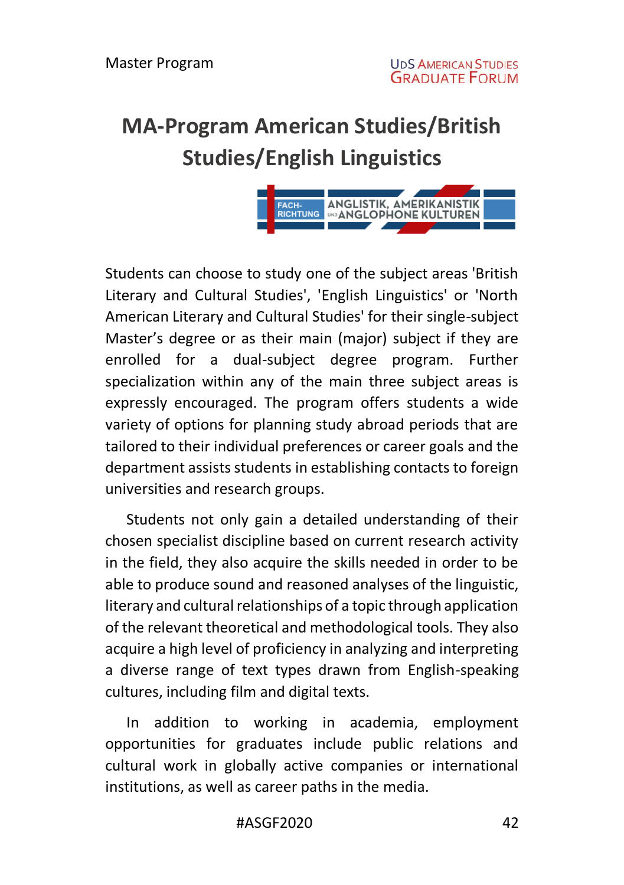# MA-Program American Studies/British Studies/English Linguistics

Students can choose to study one of the subject areas 'British Literary and Cultural Studies', 'English Linguistics' or 'North American Literary and Cultural Studies' for their single-subject Master's degree or as their main (major) subject if they are enrolled for a dual-subject degree program. Further specialization within any of the main three subject areas is expressly encouraged. The program offers students a wide variety of options for planning study abroad periods that are tailored to their individual preferences or career goals and the department assists students in establishing contacts to foreign universities and research groups.

Students not only gain a detailed understanding of their chosen specialist discipline based on current research activity in the field, they also acquire the skills needed in order to be able to produce sound and reasoned analyses of the linguistic, literary and cultural relationships of a topic through application of the relevant theoretical and methodological tools. They also acquire a high level of proficiency in analyzing and interpreting a diverse range of text types drawn from English-speaking cultures, including film and digital texts.

In addition to working in academia, employment opportunities for graduates include public relations and cultural work in globally active companies or international institutions, as well as career paths in the media.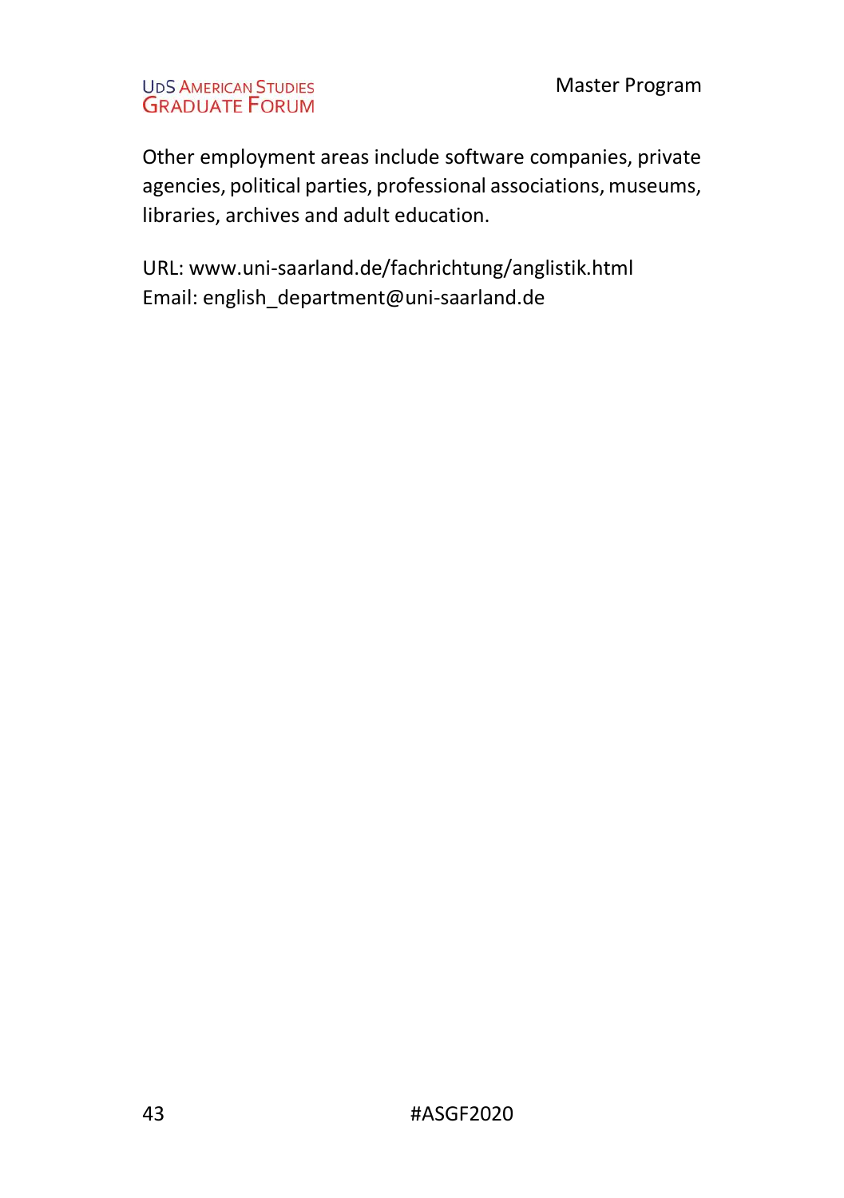Other employment areas include software companies, private agencies, political parties, professional associations, museums, libraries, archives and adult education.

URL: www.uni-saarland.de/fachrichtung/anglistik.html
Email: english_department@uni-saarland.de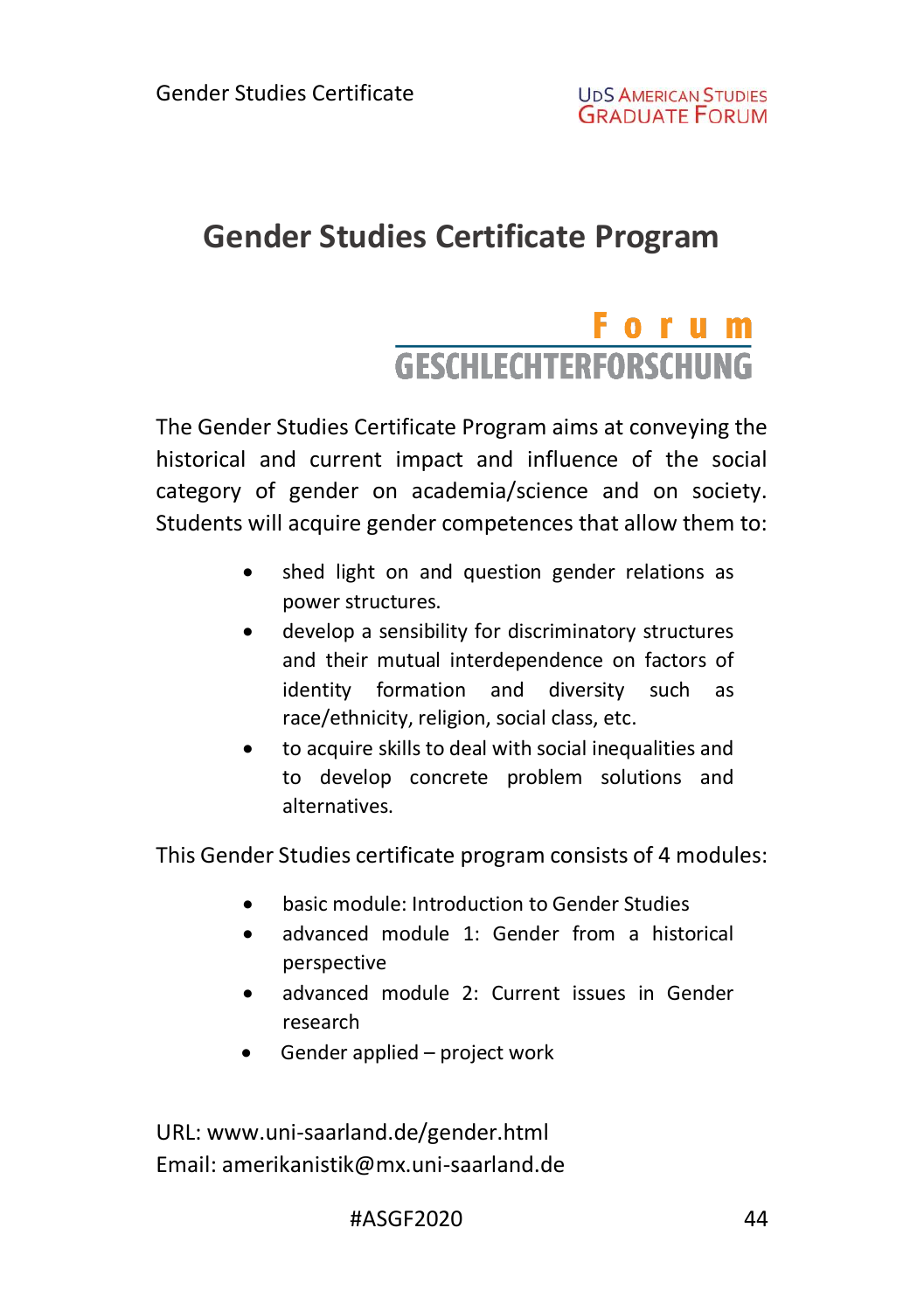# Gender Studies Certificate Program

**Forum**
**GESCHLECHTERFORSCHUNG**

The Gender Studies Certificate Program aims at conveying the historical and current impact and influence of the social category of gender on academia/science and on society. Students will acquire gender competences that allow them to:

- shed light on and question gender relations as power structures.
- develop a sensibility for discriminatory structures and their mutual interdependence on factors of identity formation and diversity such as race/ethnicity, religion, social class, etc.
- to acquire skills to deal with social inequalities and to develop concrete problem solutions and alternatives.

This Gender Studies certificate program consists of 4 modules:

- basic module: Introduction to Gender Studies
- advanced module 1: Gender from a historical perspective
- advanced module 2: Current issues in Gender research
- Gender applied – project work

URL: www.uni-saarland.de/gender.html
Email: amerikanistik@mx.uni-saarland.de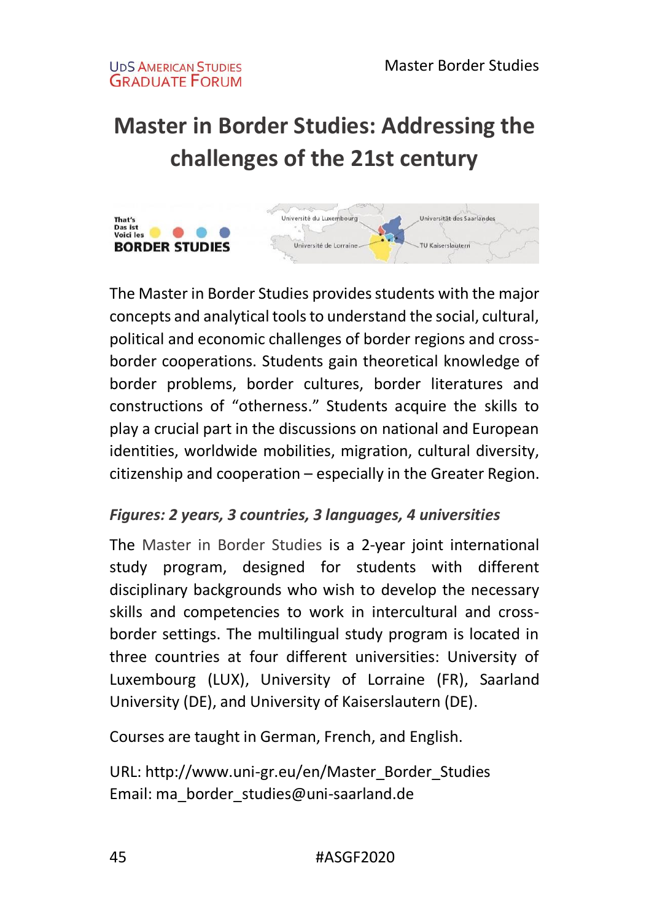# Master in Border Studies: Addressing the challenges of the 21st century

The Master in Border Studies provides students with the major concepts and analytical tools to understand the social, cultural, political and economic challenges of border regions and cross-border cooperations. Students gain theoretical knowledge of border problems, border cultures, border literatures and constructions of "otherness." Students acquire the skills to play a crucial part in the discussions on national and European identities, worldwide mobilities, migration, cultural diversity, citizenship and cooperation – especially in the Greater Region.

***Figures: 2 years, 3 countries, 3 languages, 4 universities***

The Master in Border Studies is a 2-year joint international study program, designed for students with different disciplinary backgrounds who wish to develop the necessary skills and competencies to work in intercultural and cross-border settings. The multilingual study program is located in three countries at four different universities: University of Luxembourg (LUX), University of Lorraine (FR), Saarland University (DE), and University of Kaiserslautern (DE).

Courses are taught in German, French, and English.

URL: http://www.uni-gr.eu/en/Master_Border_Studies
Email: ma_border_studies@uni-saarland.de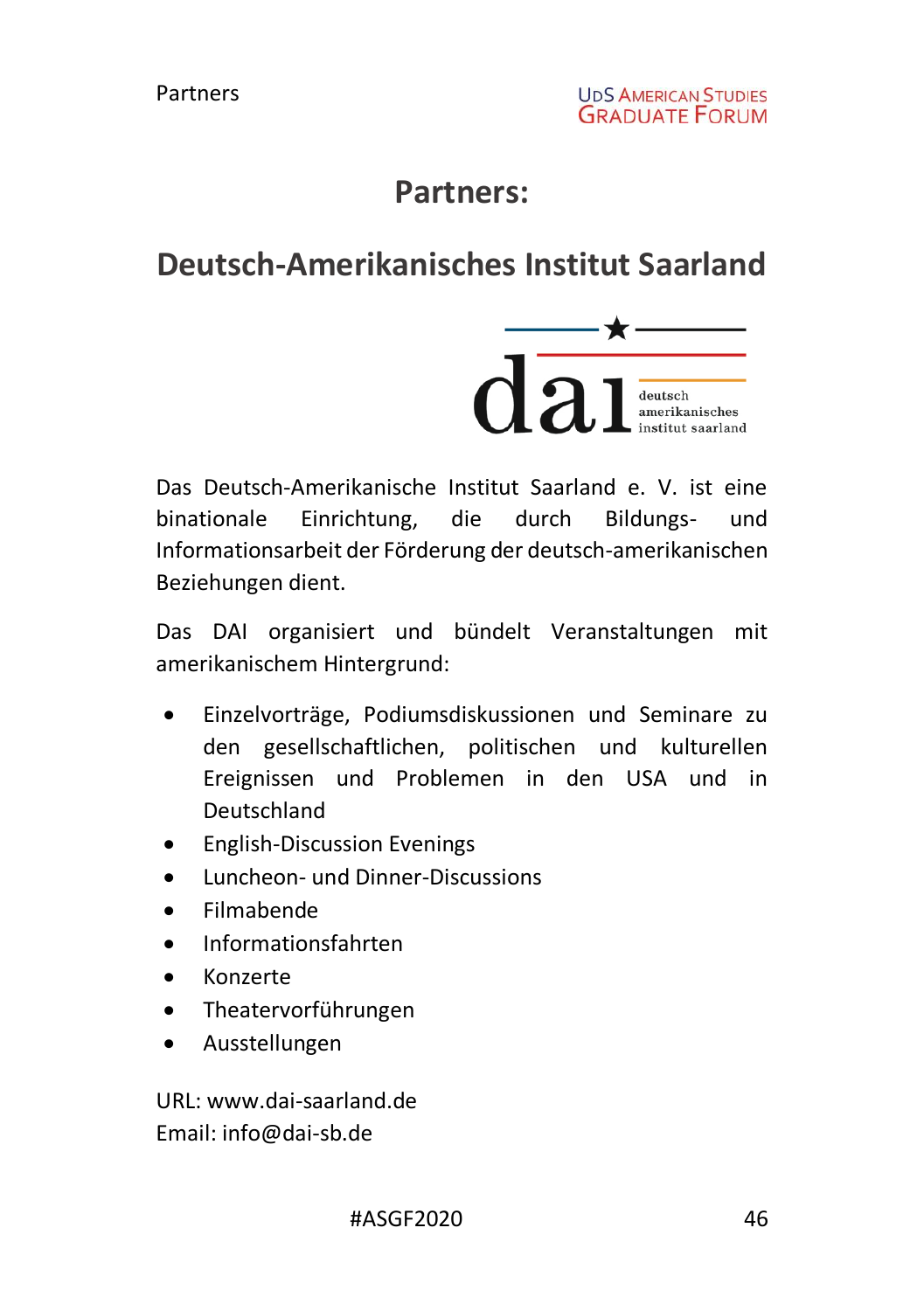# Partners:

## Deutsch-Amerikanisches Institut Saarland

Das Deutsch-Amerikanische Institut Saarland e. V. ist eine binationale Einrichtung, die durch Bildungs- und Informationsarbeit der Förderung der deutsch-amerikanischen Beziehungen dient.

Das DAI organisiert und bündelt Veranstaltungen mit amerikanischem Hintergrund:

- Einzelvorträge, Podiumsdiskussionen und Seminare zu den gesellschaftlichen, politischen und kulturellen Ereignissen und Problemen in den USA und in Deutschland
- English-Discussion Evenings
- Luncheon- und Dinner-Discussions
- Filmabende
- Informationsfahrten
- Konzerte
- Theatervorführungen
- Ausstellungen

URL: www.dai-saarland.de
Email: info@dai-sb.de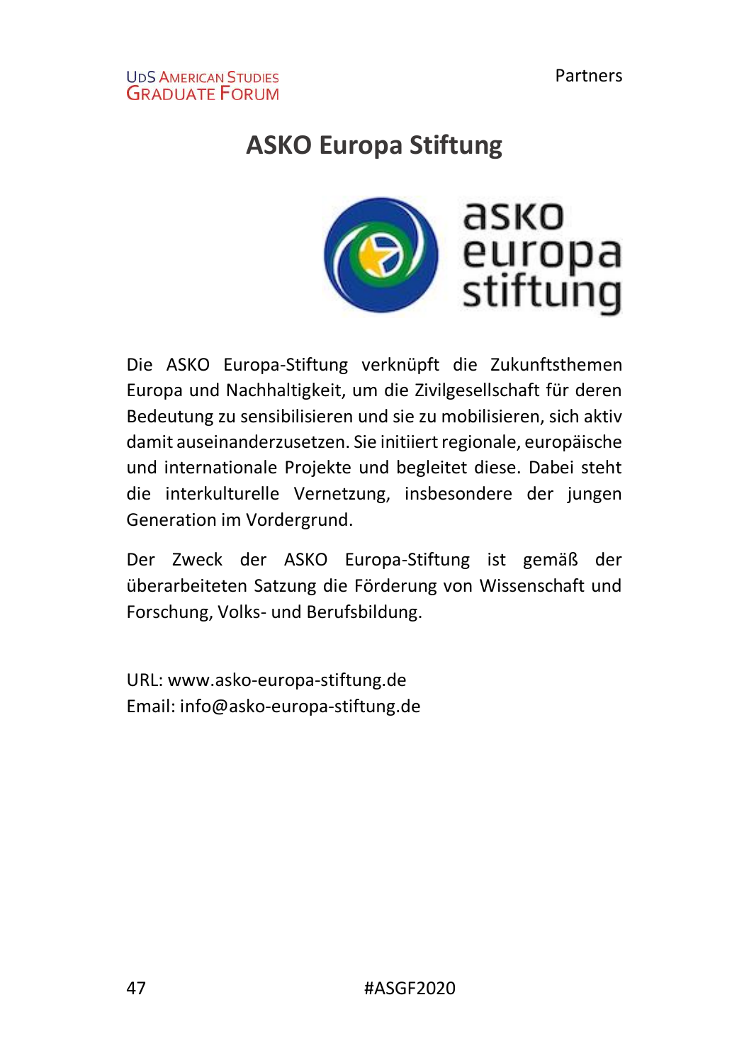# ASKO Europa Stiftung

Die ASKO Europa-Stiftung verknüpft die Zukunftsthemen Europa und Nachhaltigkeit, um die Zivilgesellschaft für deren Bedeutung zu sensibilisieren und sie zu mobilisieren, sich aktiv damit auseinanderzusetzen. Sie initiiert regionale, europäische und internationale Projekte und begleitet diese. Dabei steht die interkulturelle Vernetzung, insbesondere der jungen Generation im Vordergrund.

Der Zweck der ASKO Europa-Stiftung ist gemäß der überarbeiteten Satzung die Förderung von Wissenschaft und Forschung, Volks- und Berufsbildung.

URL: www.asko-europa-stiftung.de
Email: info@asko-europa-stiftung.de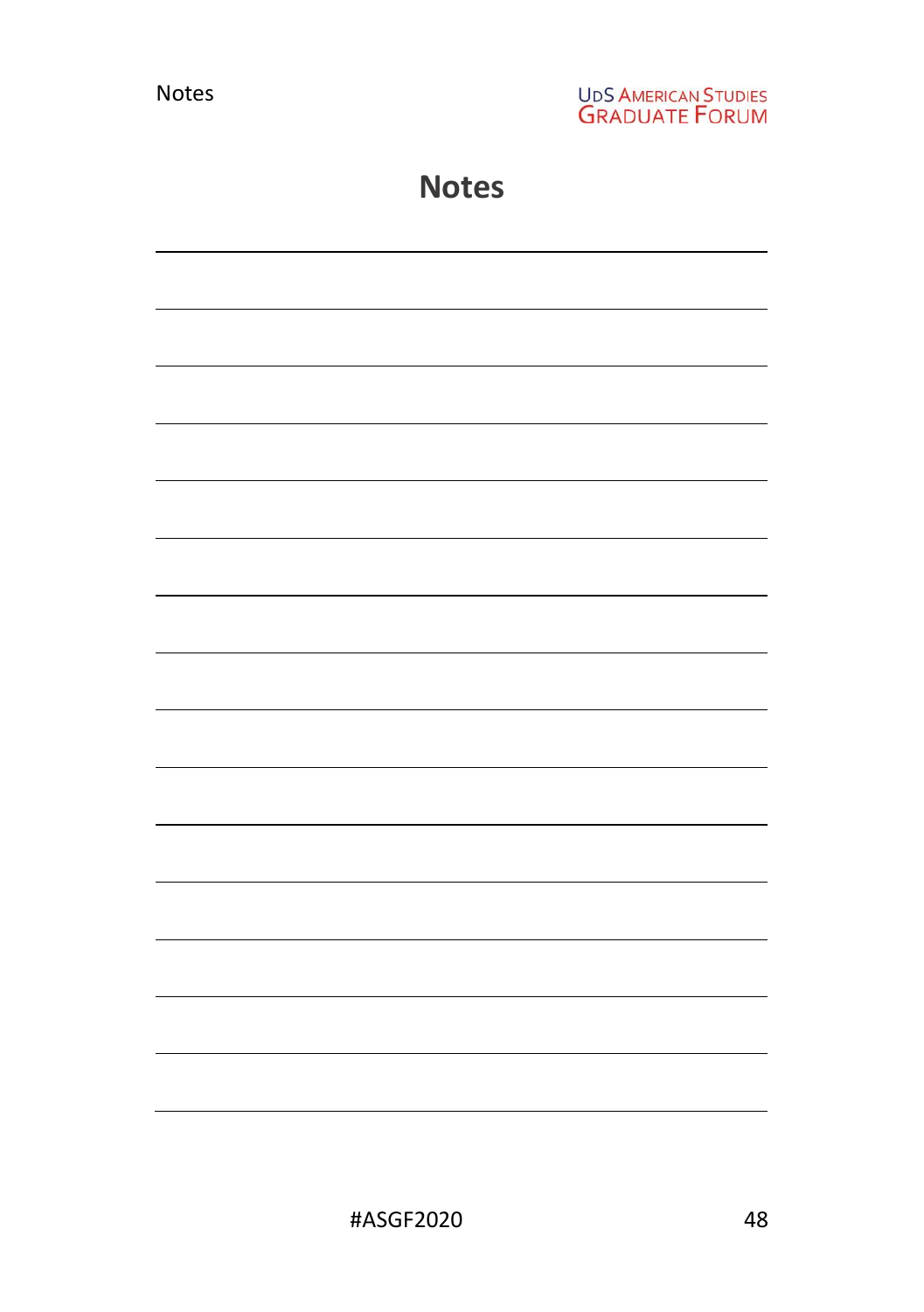# Notes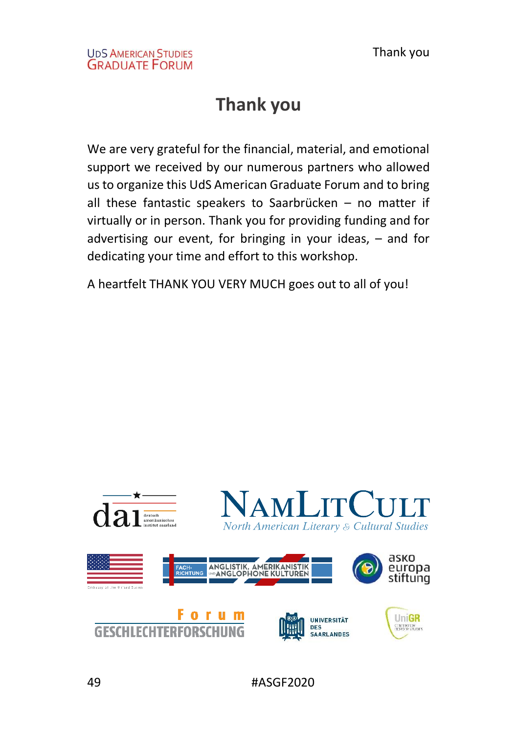# Thank you

We are very grateful for the financial, material, and emotional support we received by our numerous partners who allowed us to organize this UdS American Graduate Forum and to bring all these fantastic speakers to Saarbrücken – no matter if virtually or in person. Thank you for providing funding and for advertising our event, for bringing in your ideas, – and for dedicating your time and effort to this workshop.

A heartfelt THANK YOU VERY MUCH goes out to all of you!